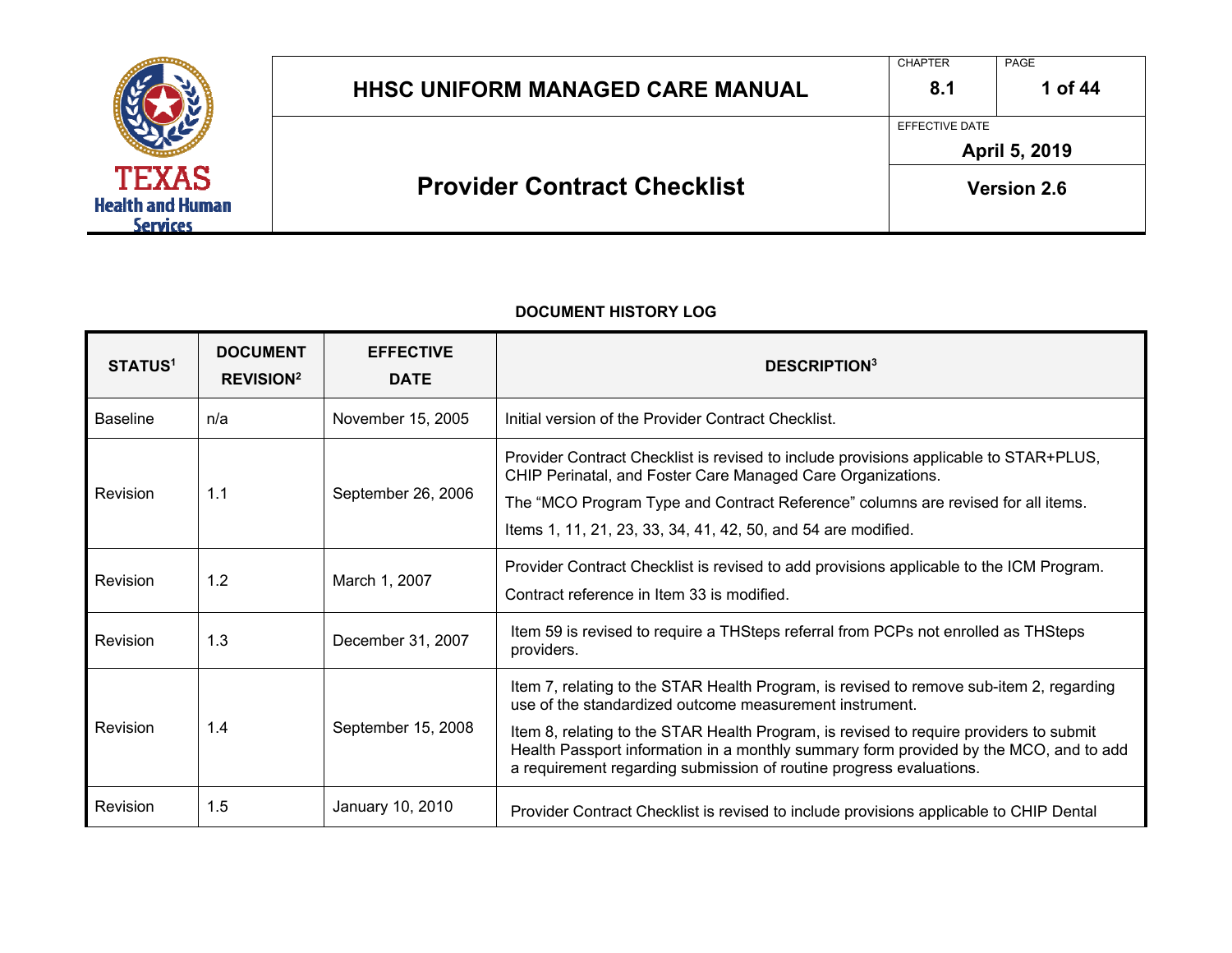# HHSC UNIFORM MANAGED CARE MANUAL

| CHAPTER | PAGE |
|---|---|
| 8.1 | 1 of 44 |

EFFECTIVE DATE: April 5, 2019

## Provider Contract Checklist

Version 2.6

### DOCUMENT HISTORY LOG

| STATUS[1] | DOCUMENT REVISION[2] | EFFECTIVE DATE | DESCRIPTION[3] |
|---|---|---|---|
| Baseline | n/a | November 15, 2005 | Initial version of the Provider Contract Checklist. |
| Revision | 1.1 | September 26, 2006 | Provider Contract Checklist is revised to include provisions applicable to STAR+PLUS, CHIP Perinatal, and Foster Care Managed Care Organizations. The "MCO Program Type and Contract Reference" columns are revised for all items. Items 1, 11, 21, 23, 33, 34, 41, 42, 50, and 54 are modified. |
| Revision | 1.2 | March 1, 2007 | Provider Contract Checklist is revised to add provisions applicable to the ICM Program. Contract reference in Item 33 is modified. |
| Revision | 1.3 | December 31, 2007 | Item 59 is revised to require a THSteps referral from PCPs not enrolled as THSteps providers. |
| Revision | 1.4 | September 15, 2008 | Item 7, relating to the STAR Health Program, is revised to remove sub-item 2, regarding use of the standardized outcome measurement instrument. Item 8, relating to the STAR Health Program, is revised to require providers to submit Health Passport information in a monthly summary form provided by the MCO, and to add a requirement regarding submission of routine progress evaluations. |
| Revision | 1.5 | January 10, 2010 | Provider Contract Checklist is revised to include provisions applicable to CHIP Dental |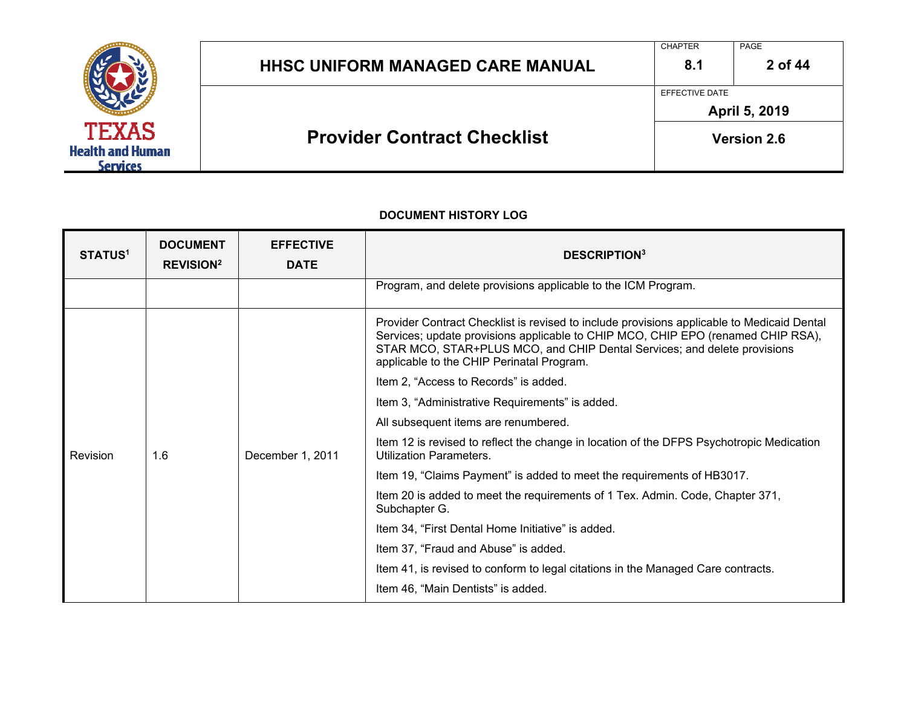**DOCUMENT HISTORY LOG**

| STATUS[1] | DOCUMENT REVISION[2] | EFFECTIVE DATE | DESCRIPTION[3] |
|---|---|---|---|
| | | | Program, and delete provisions applicable to the ICM Program. |
| Revision | 1.6 | December 1, 2011 | Provider Contract Checklist is revised to include provisions applicable to Medicaid Dental Services; update provisions applicable to CHIP MCO, CHIP EPO (renamed CHIP RSA), STAR MCO, STAR+PLUS MCO, and CHIP Dental Services; and delete provisions applicable to the CHIP Perinatal Program.<br><br>Item 2, "Access to Records" is added.<br><br>Item 3, "Administrative Requirements" is added.<br><br>All subsequent items are renumbered.<br><br>Item 12 is revised to reflect the change in location of the DFPS Psychotropic Medication Utilization Parameters.<br><br>Item 19, "Claims Payment" is added to meet the requirements of HB3017.<br><br>Item 20 is added to meet the requirements of 1 Tex. Admin. Code, Chapter 371, Subchapter G.<br><br>Item 34, "First Dental Home Initiative" is added.<br><br>Item 37, "Fraud and Abuse" is added.<br><br>Item 41, is revised to conform to legal citations in the Managed Care contracts.<br><br>Item 46, "Main Dentists" is added. |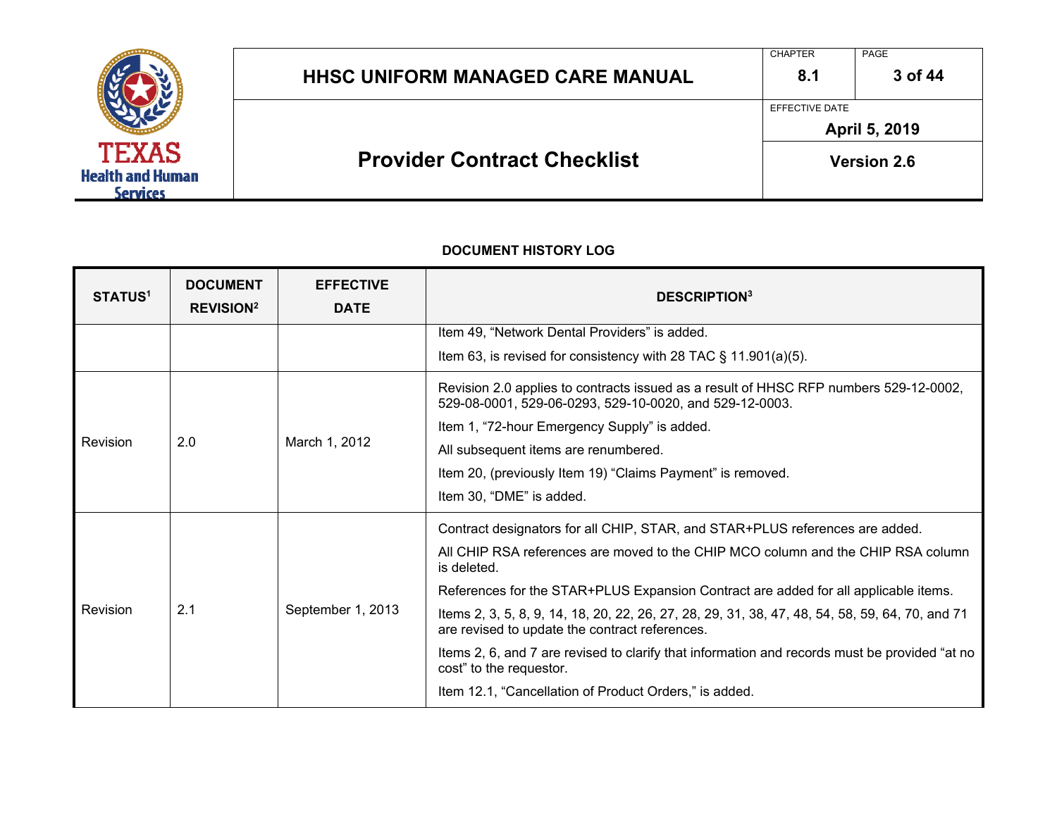**DOCUMENT HISTORY LOG**

| STATUS[1] | DOCUMENT REVISION[2] | EFFECTIVE DATE | DESCRIPTION[3] |
|---|---|---|---|
| | | | Item 49, "Network Dental Providers" is added.<br>Item 63, is revised for consistency with 28 TAC § 11.901(a)(5). |
| Revision | 2.0 | March 1, 2012 | Revision 2.0 applies to contracts issued as a result of HHSC RFP numbers 529-12-0002, 529-08-0001, 529-06-0293, 529-10-0020, and 529-12-0003.<br>Item 1, "72-hour Emergency Supply" is added.<br>All subsequent items are renumbered.<br>Item 20, (previously Item 19) "Claims Payment" is removed.<br>Item 30, "DME" is added. |
| Revision | 2.1 | September 1, 2013 | Contract designators for all CHIP, STAR, and STAR+PLUS references are added.<br>All CHIP RSA references are moved to the CHIP MCO column and the CHIP RSA column is deleted.<br>References for the STAR+PLUS Expansion Contract are added for all applicable items.<br>Items 2, 3, 5, 8, 9, 14, 18, 20, 22, 26, 27, 28, 29, 31, 38, 47, 48, 54, 58, 59, 64, 70, and 71 are revised to update the contract references.<br>Items 2, 6, and 7 are revised to clarify that information and records must be provided "at no cost" to the requestor.<br>Item 12.1, "Cancellation of Product Orders," is added. |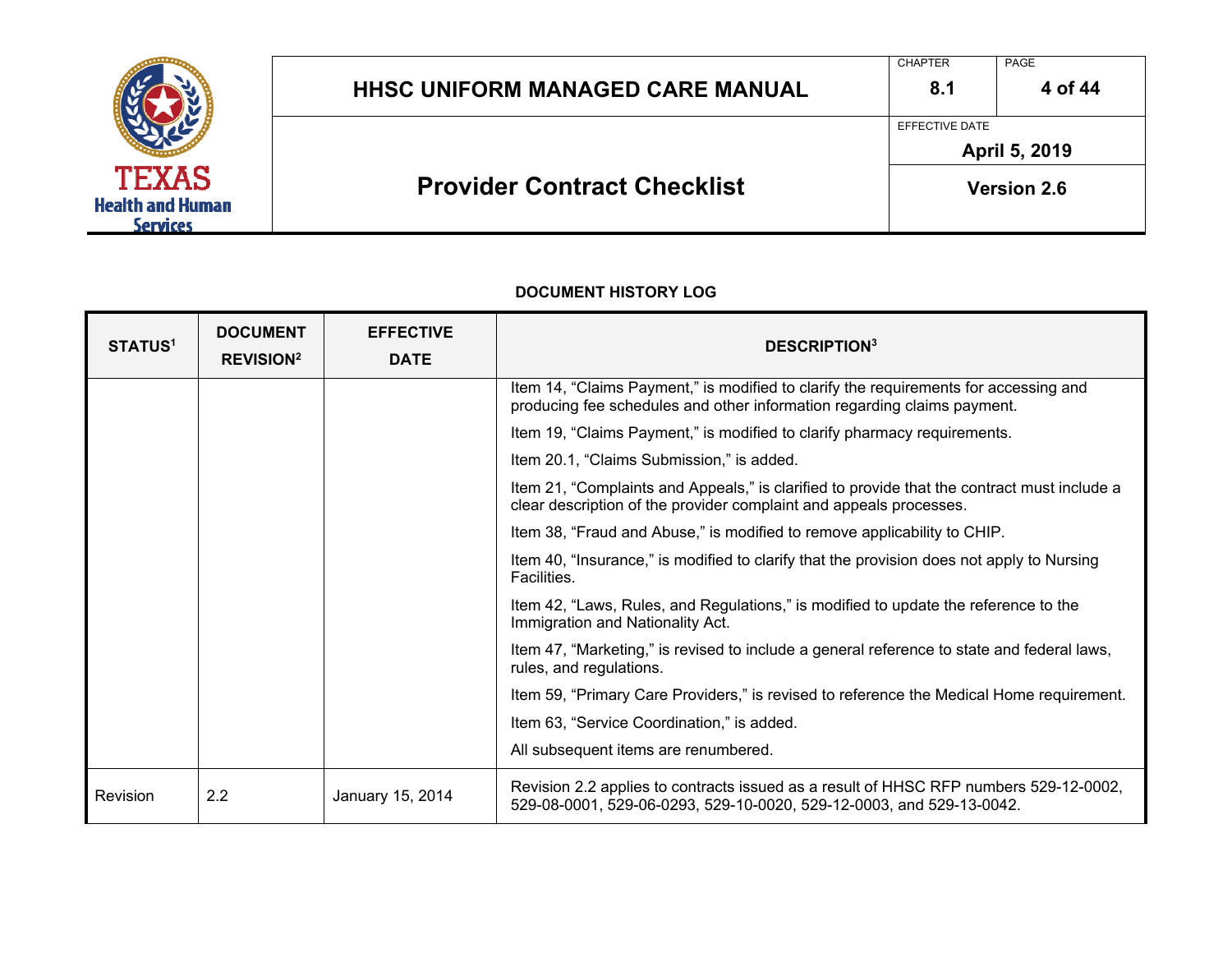**DOCUMENT HISTORY LOG**

| STATUS[1] | DOCUMENT REVISION[2] | EFFECTIVE DATE | DESCRIPTION[3] |
|---|---|---|---|
| | | | Item 14, “Claims Payment,” is modified to clarify the requirements for accessing and producing fee schedules and other information regarding claims payment.<br><br>Item 19, “Claims Payment,” is modified to clarify pharmacy requirements.<br><br>Item 20.1, “Claims Submission,” is added.<br><br>Item 21, “Complaints and Appeals,” is clarified to provide that the contract must include a clear description of the provider complaint and appeals processes.<br><br>Item 38, “Fraud and Abuse,” is modified to remove applicability to CHIP.<br><br>Item 40, “Insurance,” is modified to clarify that the provision does not apply to Nursing Facilities.<br><br>Item 42, “Laws, Rules, and Regulations,” is modified to update the reference to the Immigration and Nationality Act.<br><br>Item 47, “Marketing,” is revised to include a general reference to state and federal laws, rules, and regulations.<br><br>Item 59, “Primary Care Providers,” is revised to reference the Medical Home requirement.<br><br>Item 63, “Service Coordination,” is added.<br><br>All subsequent items are renumbered. |
| Revision | 2.2 | January 15, 2014 | Revision 2.2 applies to contracts issued as a result of HHSC RFP numbers 529-12-0002, 529-08-0001, 529-06-0293, 529-10-0020, 529-12-0003, and 529-13-0042. |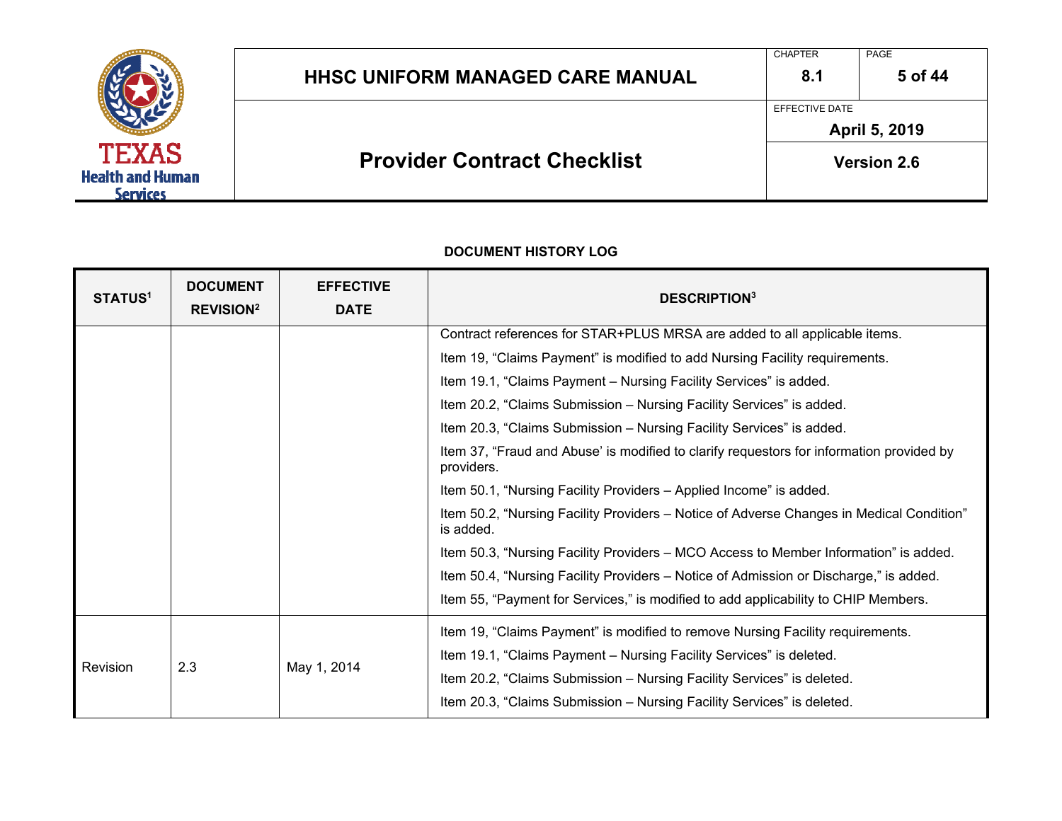**DOCUMENT HISTORY LOG**

| STATUS[1] | DOCUMENT REVISION[2] | EFFECTIVE DATE | DESCRIPTION[3] |
|---|---|---|---|
| | | | Contract references for STAR+PLUS MRSA are added to all applicable items.<br>Item 19, "Claims Payment" is modified to add Nursing Facility requirements.<br>Item 19.1, "Claims Payment – Nursing Facility Services" is added.<br>Item 20.2, "Claims Submission – Nursing Facility Services" is added.<br>Item 20.3, "Claims Submission – Nursing Facility Services" is added.<br>Item 37, "Fraud and Abuse' is modified to clarify requestors for information provided by providers.<br>Item 50.1, "Nursing Facility Providers – Applied Income" is added.<br>Item 50.2, "Nursing Facility Providers – Notice of Adverse Changes in Medical Condition" is added.<br>Item 50.3, "Nursing Facility Providers – MCO Access to Member Information" is added.<br>Item 50.4, "Nursing Facility Providers – Notice of Admission or Discharge," is added.<br>Item 55, "Payment for Services," is modified to add applicability to CHIP Members. |
| Revision | 2.3 | May 1, 2014 | Item 19, "Claims Payment" is modified to remove Nursing Facility requirements.<br>Item 19.1, "Claims Payment – Nursing Facility Services" is deleted.<br>Item 20.2, "Claims Submission – Nursing Facility Services" is deleted.<br>Item 20.3, "Claims Submission – Nursing Facility Services" is deleted. |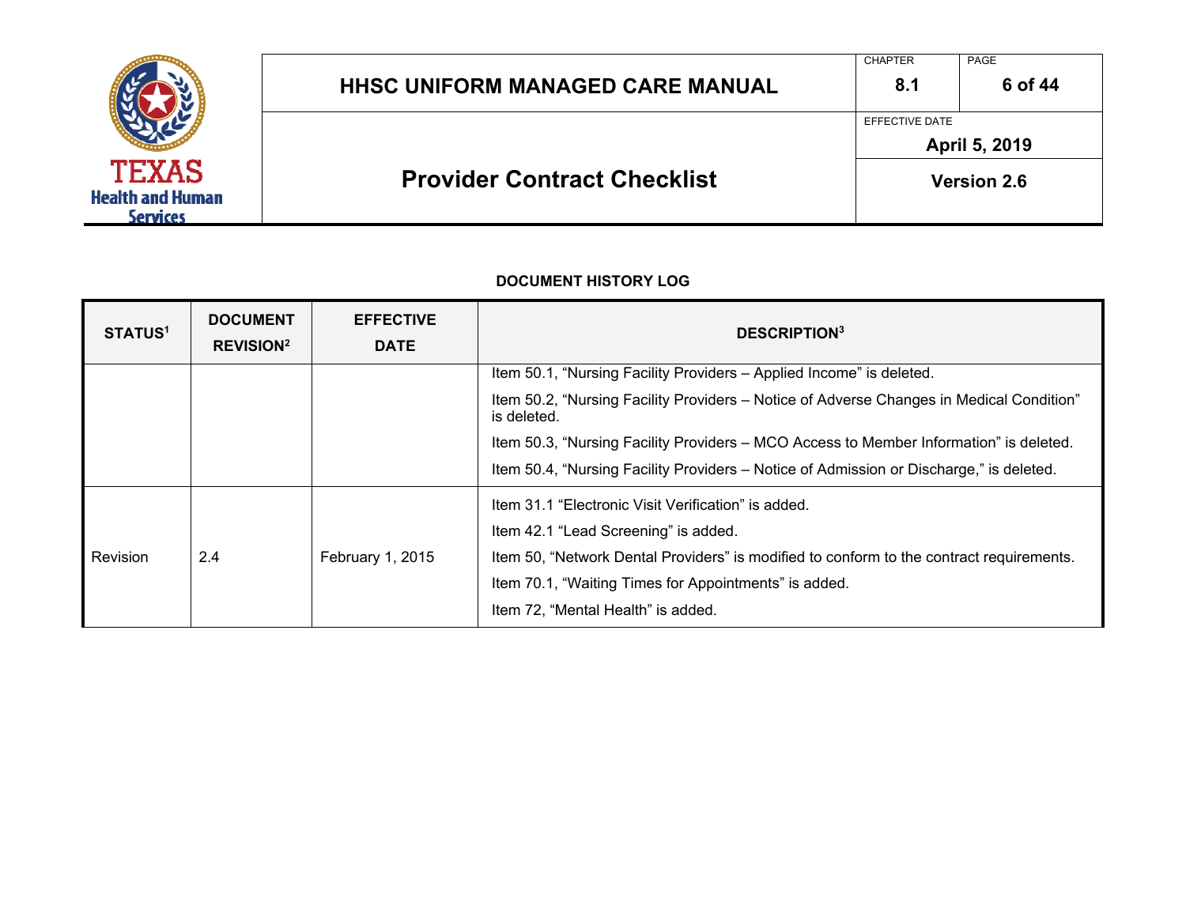**DOCUMENT HISTORY LOG**

| STATUS[1] | DOCUMENT REVISION[2] | EFFECTIVE DATE | DESCRIPTION[3] |
|---|---|---|---|
| | | | Item 50.1, "Nursing Facility Providers – Applied Income" is deleted.<br><br>Item 50.2, "Nursing Facility Providers – Notice of Adverse Changes in Medical Condition" is deleted.<br><br>Item 50.3, "Nursing Facility Providers – MCO Access to Member Information" is deleted.<br><br>Item 50.4, "Nursing Facility Providers – Notice of Admission or Discharge," is deleted. |
| Revision | 2.4 | February 1, 2015 | Item 31.1 "Electronic Visit Verification" is added.<br><br>Item 42.1 "Lead Screening" is added.<br><br>Item 50, "Network Dental Providers" is modified to conform to the contract requirements.<br><br>Item 70.1, "Waiting Times for Appointments" is added.<br><br>Item 72, "Mental Health" is added. |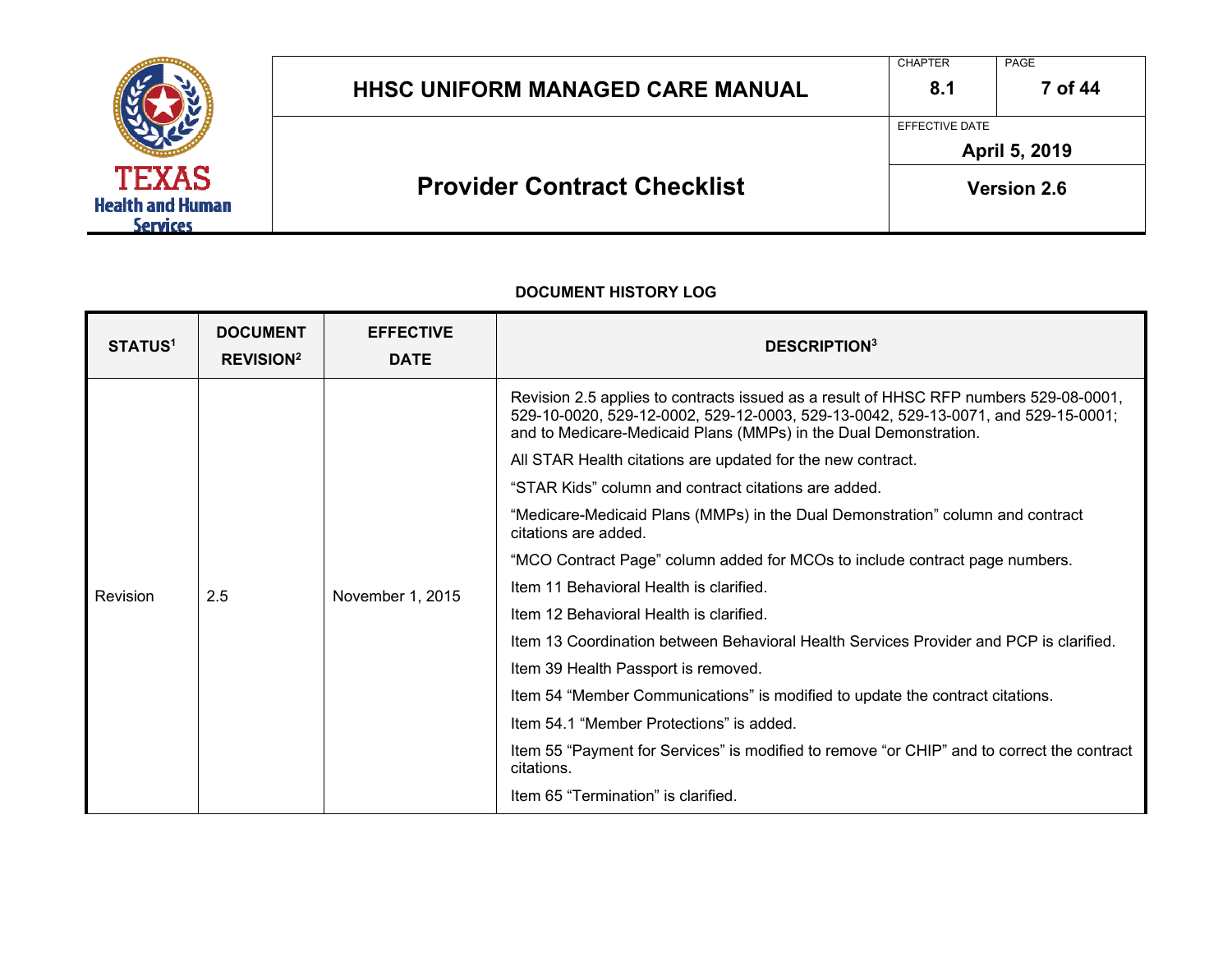**DOCUMENT HISTORY LOG**

| STATUS[1] | DOCUMENT REVISION[2] | EFFECTIVE DATE | DESCRIPTION[3] |
|---|---|---|---|
| Revision | 2.5 | November 1, 2015 | Revision 2.5 applies to contracts issued as a result of HHSC RFP numbers 529-08-0001, 529-10-0020, 529-12-0002, 529-12-0003, 529-13-0042, 529-13-0071, and 529-15-0001; and to Medicare-Medicaid Plans (MMPs) in the Dual Demonstration.<br><br>All STAR Health citations are updated for the new contract.<br><br>"STAR Kids" column and contract citations are added.<br><br>"Medicare-Medicaid Plans (MMPs) in the Dual Demonstration" column and contract citations are added.<br><br>"MCO Contract Page" column added for MCOs to include contract page numbers.<br><br>Item 11 Behavioral Health is clarified.<br><br>Item 12 Behavioral Health is clarified.<br><br>Item 13 Coordination between Behavioral Health Services Provider and PCP is clarified.<br><br>Item 39 Health Passport is removed.<br><br>Item 54 "Member Communications" is modified to update the contract citations.<br><br>Item 54.1 "Member Protections" is added.<br><br>Item 55 "Payment for Services" is modified to remove "or CHIP" and to correct the contract citations.<br><br>Item 65 "Termination" is clarified. |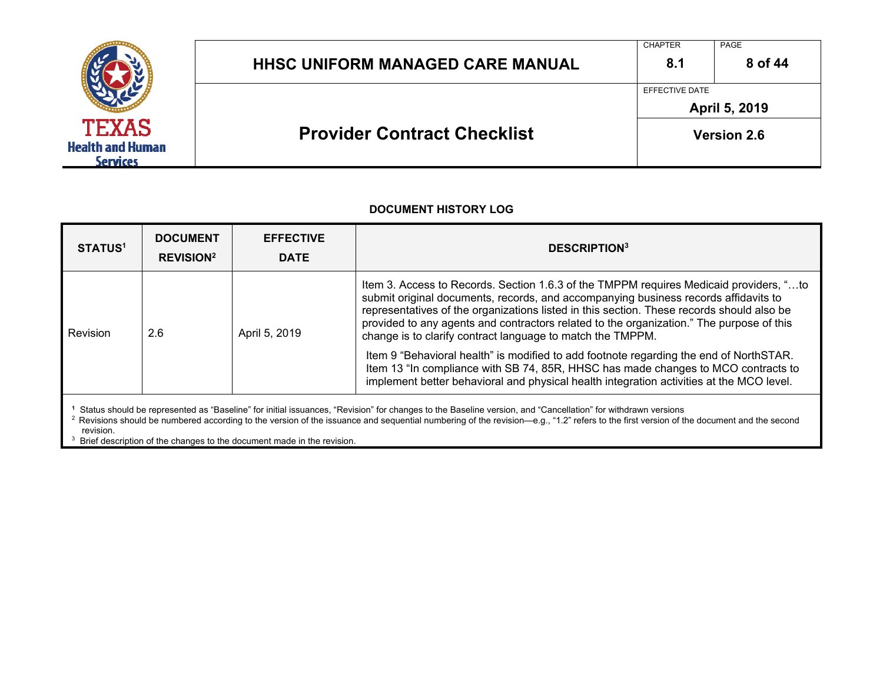## DOCUMENT HISTORY LOG

| STATUS[1] | DOCUMENT REVISION[2] | EFFECTIVE DATE | DESCRIPTION[3] |
|---|---|---|---|
| Revision | 2.6 | April 5, 2019 | Item 3. Access to Records. Section 1.6.3 of the TMPPM requires Medicaid providers, "…to submit original documents, records, and accompanying business records affidavits to representatives of the organizations listed in this section. These records should also be provided to any agents and contractors related to the organization." The purpose of this change is to clarify contract language to match the TMPPM.<br><br>Item 9 "Behavioral health" is modified to add footnote regarding the end of NorthSTAR.<br>Item 13 "In compliance with SB 74, 85R, HHSC has made changes to MCO contracts to implement better behavioral and physical health integration activities at the MCO level. |

[1] Status should be represented as "Baseline" for initial issuances, "Revision" for changes to the Baseline version, and "Cancellation" for withdrawn versions

[2] Revisions should be numbered according to the version of the issuance and sequential numbering of the revision—e.g., "1.2" refers to the first version of the document and the second revision.

[3] Brief description of the changes to the document made in the revision.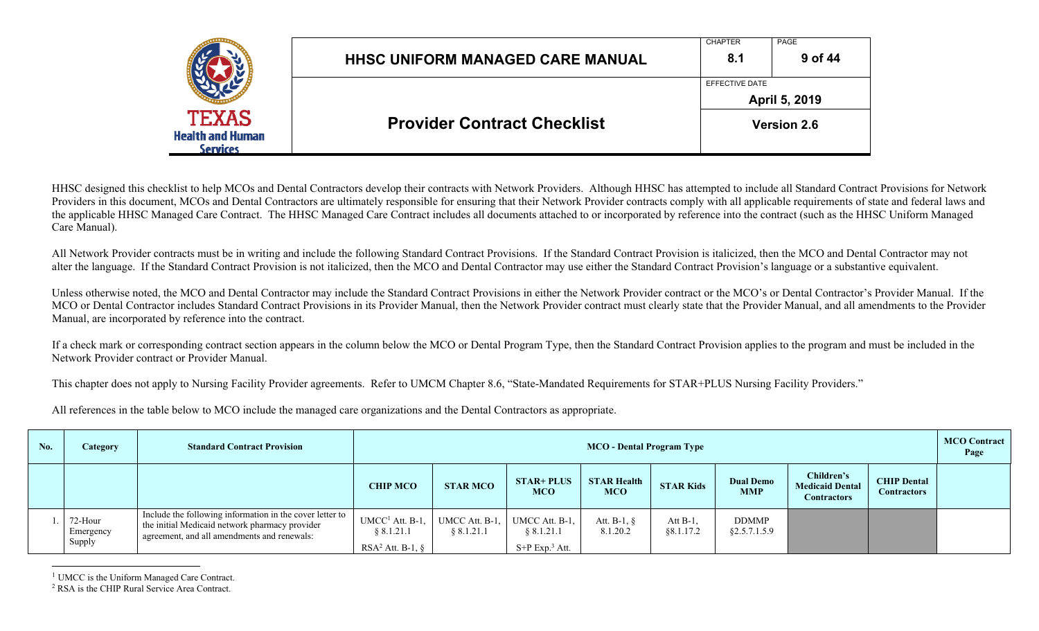HHSC designed this checklist to help MCOs and Dental Contractors develop their contracts with Network Providers. Although HHSC has attempted to include all Standard Contract Provisions for Network Providers in this document, MCOs and Dental Contractors are ultimately responsible for ensuring that their Network Provider contracts comply with all applicable requirements of state and federal laws and the applicable HHSC Managed Care Contract. The HHSC Managed Care Contract includes all documents attached to or incorporated by reference into the contract (such as the HHSC Uniform Managed Care Manual).

All Network Provider contracts must be in writing and include the following Standard Contract Provisions. If the Standard Contract Provision is italicized, then the MCO and Dental Contractor may not alter the language. If the Standard Contract Provision is not italicized, then the MCO and Dental Contractor may use either the Standard Contract Provision's language or a substantive equivalent.

Unless otherwise noted, the MCO and Dental Contractor may include the Standard Contract Provisions in either the Network Provider contract or the MCO's or Dental Contractor's Provider Manual. If the MCO or Dental Contractor includes Standard Contract Provisions in its Provider Manual, then the Network Provider contract must clearly state that the Provider Manual, and all amendments to the Provider Manual, are incorporated by reference into the contract.

If a check mark or corresponding contract section appears in the column below the MCO or Dental Program Type, then the Standard Contract Provision applies to the program and must be included in the Network Provider contract or Provider Manual.

This chapter does not apply to Nursing Facility Provider agreements. Refer to UMCM Chapter 8.6, "State-Mandated Requirements for STAR+PLUS Nursing Facility Providers."

All references in the table below to MCO include the managed care organizations and the Dental Contractors as appropriate.

| No. | Category | Standard Contract Provision | MCO - Dental Program Type | | | | | | | | MCO Contract Page |
|---|---|---|---|---|---|---|---|---|---|---|---|
| | | | **CHIP MCO** | **STAR MCO** | **STAR+ PLUS MCO** | **STAR Health MCO** | **STAR Kids** | **Dual Demo MMP** | **Children's Medicaid Dental Contractors** | **CHIP Dental Contractors** | |
| 1. | 72-Hour Emergency Supply | Include the following information in the cover letter to the initial Medicaid network pharmacy provider agreement, and all amendments and renewals: | UMCC[1] Att. B-1, § 8.1.21.1 RSA[2] Att. B-1, § | UMCC Att. B-1, § 8.1.21.1 | UMCC Att. B-1, § 8.1.21.1 S+P Exp.[3] Att. | Att. B-1, § 8.1.20.2 | Att B-1, §8.1.17.2 | DDMMP §2.5.7.1.5.9 | | | |

[1] UMCC is the Uniform Managed Care Contract.

[2] RSA is the CHIP Rural Service Area Contract.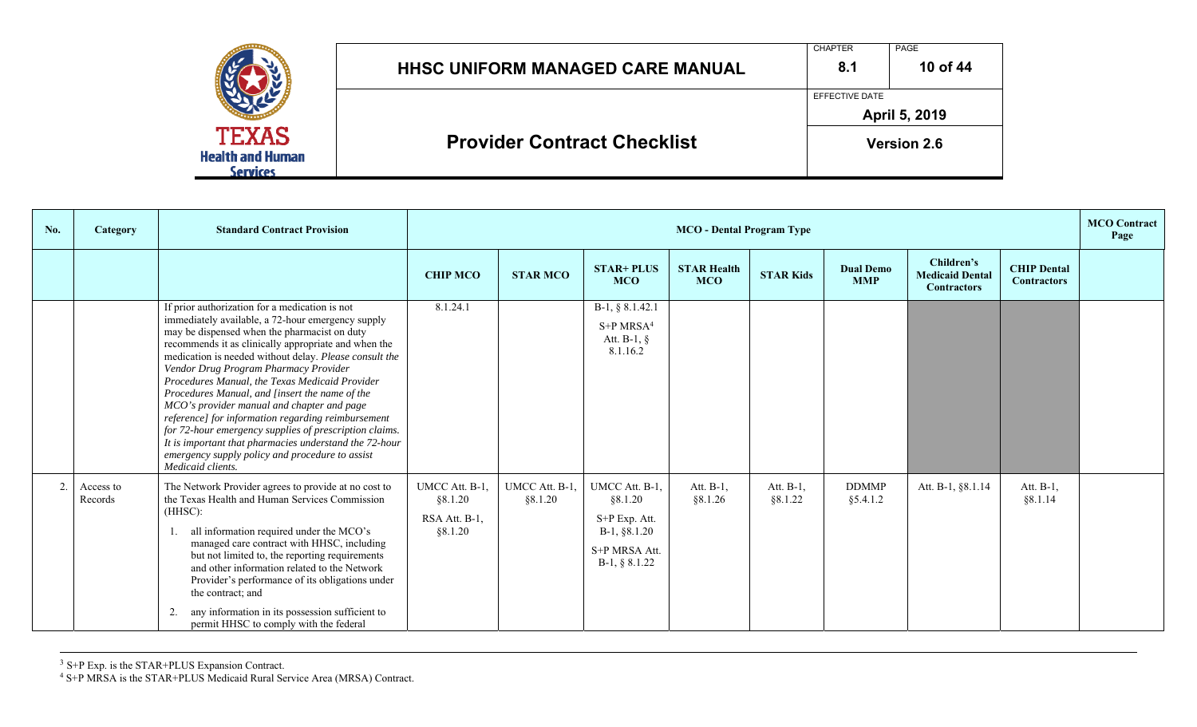| No. | Category | Standard Contract Provision | MCO - Dental Program Type | | | | | | | | MCO Contract Page |
|---|---|---|---|---|---|---|---|---|---|---|---|
| | | | CHIP MCO | STAR MCO | STAR+ PLUS MCO | STAR Health MCO | STAR Kids | Dual Demo MMP | Children's Medicaid Dental Contractors | CHIP Dental Contractors | |
| | | If prior authorization for a medication is not immediately available, a 72-hour emergency supply may be dispensed when the pharmacist on duty recommends it as clinically appropriate and when the medication is needed without delay. *Please consult the Vendor Drug Program Pharmacy Provider Procedures Manual, the Texas Medicaid Provider Procedures Manual, and [insert the name of the MCO's provider manual and chapter and page reference] for information regarding reimbursement for 72-hour emergency supplies of prescription claims. It is important that pharmacies understand the 72-hour emergency supply policy and procedure to assist Medicaid clients.* | 8.1.24.1 | | B-1, § 8.1.42.1<br><br>S+P MRSA[4] Att. B-1, § 8.1.16.2 | | | | | | |
| 2. | Access to Records | The Network Provider agrees to provide at no cost to the Texas Health and Human Services Commission (HHSC):<br><br>1. all information required under the MCO's managed care contract with HHSC, including but not limited to, the reporting requirements and other information related to the Network Provider's performance of its obligations under the contract; and<br><br>2. any information in its possession sufficient to permit HHSC to comply with the federal | UMCC Att. B-1, §8.1.20<br><br>RSA Att. B-1, §8.1.20 | UMCC Att. B-1, §8.1.20 | UMCC Att. B-1, §8.1.20<br><br>S+P Exp. Att. B-1, §8.1.20<br><br>S+P MRSA Att. B-1, § 8.1.22 | Att. B-1, §8.1.26 | Att. B-1, §8.1.22 | DDMMP §5.4.1.2 | Att. B-1, §8.1.14 | Att. B-1, §8.1.14 | |

[3] S+P Exp. is the STAR+PLUS Expansion Contract.
[4] S+P MRSA is the STAR+PLUS Medicaid Rural Service Area (MRSA) Contract.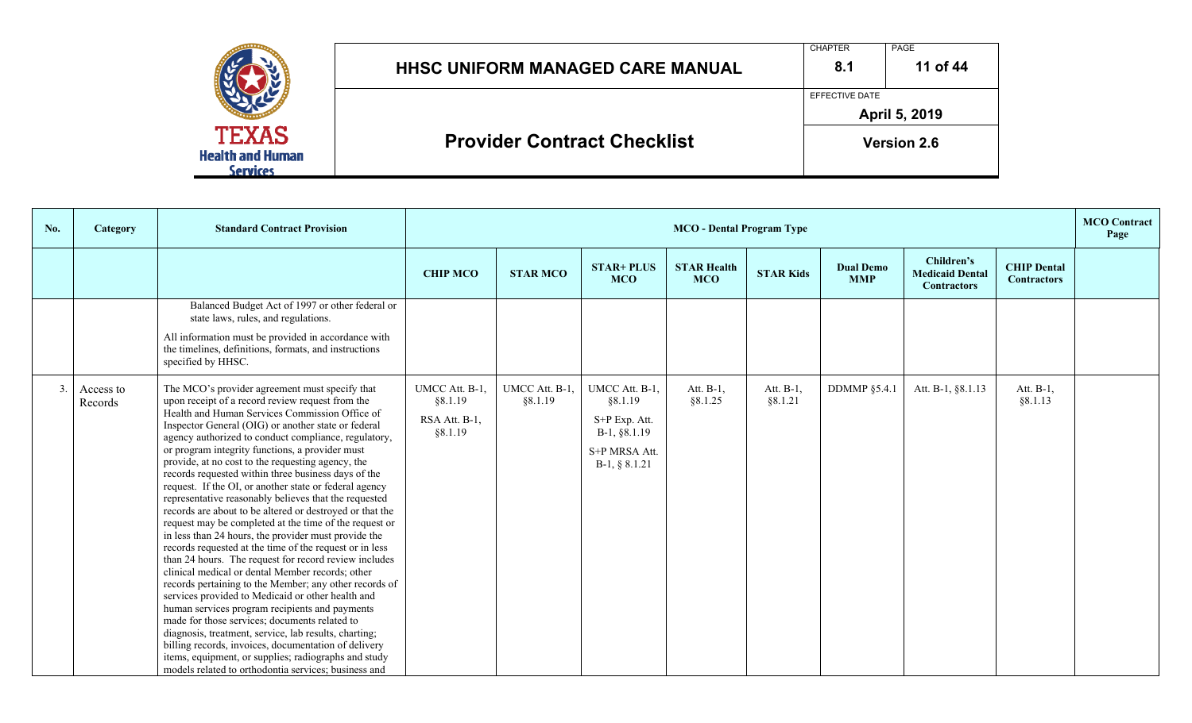| No. | Category | Standard Contract Provision | MCO - Dental Program Type | | | | | | | | MCO Contract Page |
|---|---|---|---|---|---|---|---|---|---|---|---|
| | | | CHIP MCO | STAR MCO | STAR+ PLUS MCO | STAR Health MCO | STAR Kids | Dual Demo MMP | Children's Medicaid Dental Contractors | CHIP Dental Contractors | |
| | | Balanced Budget Act of 1997 or other federal or state laws, rules, and regulations.<br><br>All information must be provided in accordance with the timelines, definitions, formats, and instructions specified by HHSC. | | | | | | | | | |
| 3. | Access to Records | The MCO's provider agreement must specify that upon receipt of a record review request from the Health and Human Services Commission Office of Inspector General (OIG) or another state or federal agency authorized to conduct compliance, regulatory, or program integrity functions, a provider must provide, at no cost to the requesting agency, the records requested within three business days of the request. If the OI, or another state or federal agency representative reasonably believes that the requested records are about to be altered or destroyed or that the request may be completed at the time of the request or in less than 24 hours, the provider must provide the records requested at the time of the request or in less than 24 hours. The request for record review includes clinical medical or dental Member records; other records pertaining to the Member; any other records of services provided to Medicaid or other health and human services program recipients and payments made for those services; documents related to diagnosis, treatment, service, lab results, charting; billing records, invoices, documentation of delivery items, equipment, or supplies; radiographs and study models related to orthodontia services; business and | UMCC Att. B-1, §8.1.19<br><br>RSA Att. B-1, §8.1.19 | UMCC Att. B-1, §8.1.19 | UMCC Att. B-1, §8.1.19<br><br>S+P Exp. Att. B-1, §8.1.19<br><br>S+P MRSA Att. B-1, § 8.1.21 | Att. B-1, §8.1.25 | Att. B-1, §8.1.21 | DDMMP §5.4.1 | Att. B-1, §8.1.13 | Att. B-1, §8.1.13 | |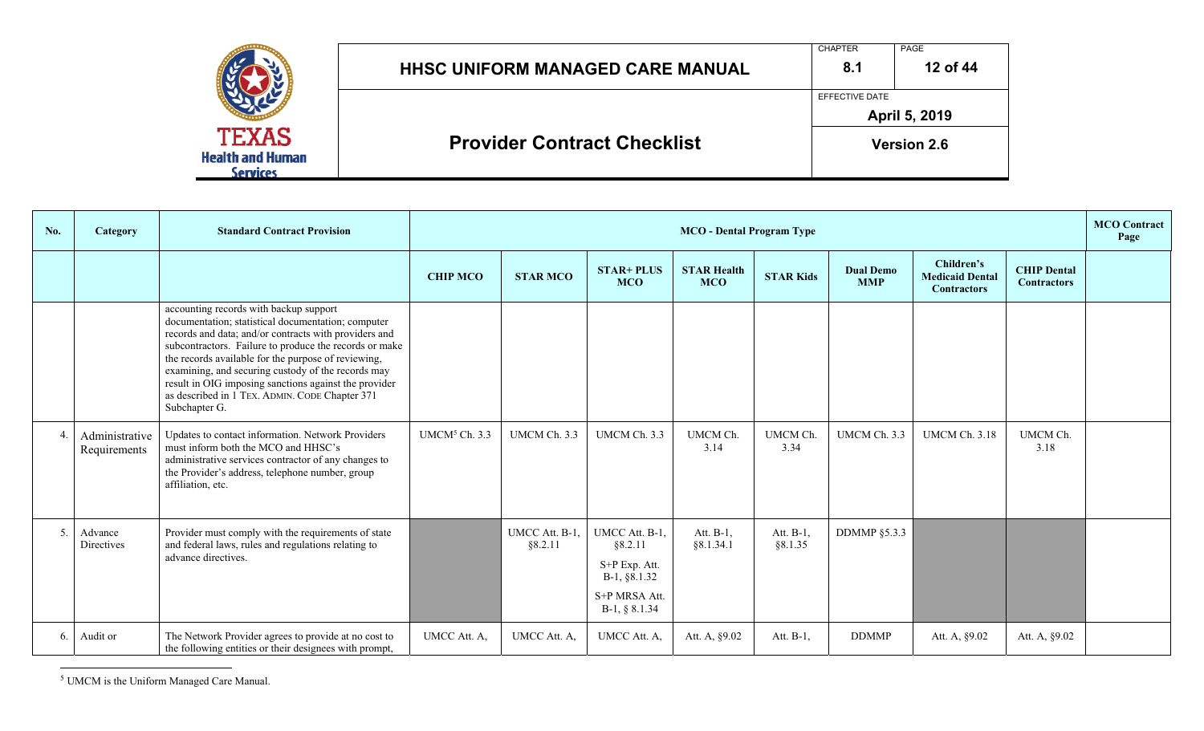| No. | Category | Standard Contract Provision | MCO - Dental Program Type | | | | | | | | MCO Contract Page |
|---|---|---|---|---|---|---|---|---|---|---|---|
| | | | CHIP MCO | STAR MCO | STAR+ PLUS MCO | STAR Health MCO | STAR Kids | Dual Demo MMP | Children's Medicaid Dental Contractors | CHIP Dental Contractors | |
| | | accounting records with backup support documentation; statistical documentation; computer records and data; and/or contracts with providers and subcontractors. Failure to produce the records or make the records available for the purpose of reviewing, examining, and securing custody of the records may result in OIG imposing sanctions against the provider as described in 1 TEX. ADMIN. CODE Chapter 371 Subchapter G. | | | | | | | | | |
| 4. | Administrative Requirements | Updates to contact information. Network Providers must inform both the MCO and HHSC's administrative services contractor of any changes to the Provider's address, telephone number, group affiliation, etc. | UMCM[5] Ch. 3.3 | UMCM Ch. 3.3 | UMCM Ch. 3.3 | UMCM Ch. 3.14 | UMCM Ch. 3.34 | UMCM Ch. 3.3 | UMCM Ch. 3.18 | UMCM Ch. 3.18 | |
| 5. | Advance Directives | Provider must comply with the requirements of state and federal laws, rules and regulations relating to advance directives. | | UMCC Att. B-1, §8.2.11 | UMCC Att. B-1, §8.2.11<br>S+P Exp. Att. B-1, §8.1.32<br>S+P MRSA Att. B-1, § 8.1.34 | Att. B-1, §8.1.34.1 | Att. B-1, §8.1.35 | DDMMP §5.3.3 | | | |
| 6. | Audit or | The Network Provider agrees to provide at no cost to the following entities or their designees with prompt, | UMCC Att. A, | UMCC Att. A, | UMCC Att. A, | Att. A, §9.02 | Att. B-1, | DDMMP | Att. A, §9.02 | Att. A, §9.02 | |

[5] UMCM is the Uniform Managed Care Manual.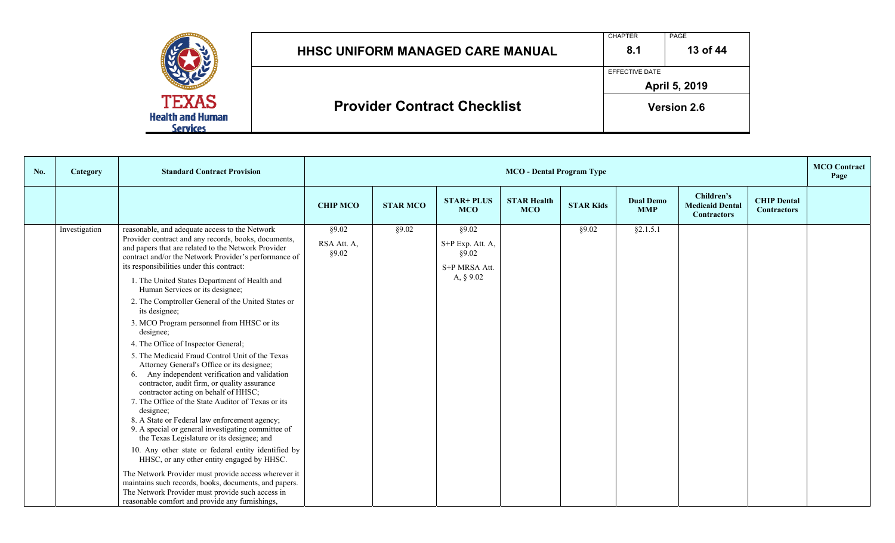# HHSC UNIFORM MANAGED CARE MANUAL

## Provider Contract Checklist

| CHAPTER | PAGE |
|---|---|
| 8.1 | 13 of 44 |
| EFFECTIVE DATE | |
| April 5, 2019 | |
| Version 2.6 | |

| No. | Category | Standard Contract Provision | MCO - Dental Program Type | | | | | | | | MCO Contract Page |
|---|---|---|---|---|---|---|---|---|---|---|---|
| | | | CHIP MCO | STAR MCO | STAR+ PLUS MCO | STAR Health MCO | STAR Kids | Dual Demo MMP | Children's Medicaid Dental Contractors | CHIP Dental Contractors | |
| | Investigation | reasonable, and adequate access to the Network Provider contract and any records, books, documents, and papers that are related to the Network Provider contract and/or the Network Provider's performance of its responsibilities under this contract:<br>1. The United States Department of Health and Human Services or its designee;<br>2. The Comptroller General of the United States or its designee;<br>3. MCO Program personnel from HHSC or its designee;<br>4. The Office of Inspector General;<br>5. The Medicaid Fraud Control Unit of the Texas Attorney General's Office or its designee;<br>6. Any independent verification and validation contractor, audit firm, or quality assurance contractor acting on behalf of HHSC;<br>7. The Office of the State Auditor of Texas or its designee;<br>8. A State or Federal law enforcement agency;<br>9. A special or general investigating committee of the Texas Legislature or its designee; and<br>10. Any other state or federal entity identified by HHSC, or any other entity engaged by HHSC.<br>The Network Provider must provide access wherever it maintains such records, books, documents, and papers. The Network Provider must provide such access in reasonable comfort and provide any furnishings, | §9.02<br>RSA Att. A, §9.02 | §9.02 | §9.02<br>S+P Exp. Att. A, §9.02<br>S+P MRSA Att. A, § 9.02 | | §9.02 | §2.1.5.1 | | | |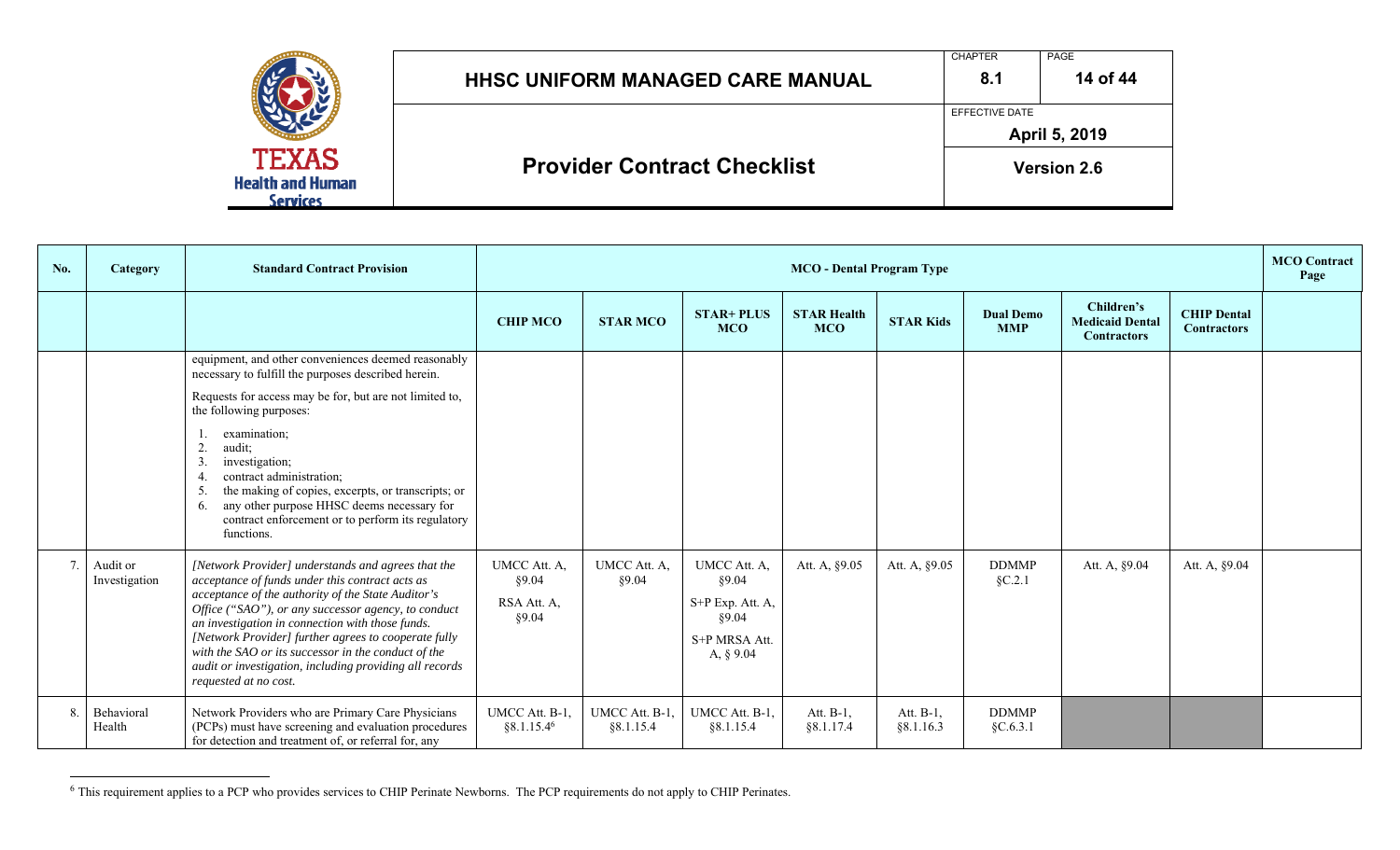| No. | Category | Standard Contract Provision | MCO - Dental Program Type | | | | | | | | MCO Contract Page |
|---|---|---|---|---|---|---|---|---|---|---|---|
| | | | CHIP MCO | STAR MCO | STAR+ PLUS MCO | STAR Health MCO | STAR Kids | Dual Demo MMP | Children's Medicaid Dental Contractors | CHIP Dental Contractors | |
| | | equipment, and other conveniences deemed reasonably necessary to fulfill the purposes described herein.<br><br>Requests for access may be for, but are not limited to, the following purposes:<br><br>1. examination;<br>2. audit;<br>3. investigation;<br>4. contract administration;<br>5. the making of copies, excerpts, or transcripts; or<br>6. any other purpose HHSC deems necessary for contract enforcement or to perform its regulatory functions. | | | | | | | | | |
| 7. | Audit or Investigation | *[Network Provider] understands and agrees that the acceptance of funds under this contract acts as acceptance of the authority of the State Auditor's Office ("SAO"), or any successor agency, to conduct an investigation in connection with those funds. [Network Provider] further agrees to cooperate fully with the SAO or its successor in the conduct of the audit or investigation, including providing all records requested at no cost.* | UMCC Att. A, §9.04<br><br>RSA Att. A, §9.04 | UMCC Att. A, §9.04 | UMCC Att. A, §9.04<br><br>S+P Exp. Att. A, §9.04<br><br>S+P MRSA Att. A, § 9.04 | Att. A, §9.05 | Att. A, §9.05 | DDMMP §C.2.1 | Att. A, §9.04 | Att. A, §9.04 | |
| 8. | Behavioral Health | Network Providers who are Primary Care Physicians (PCPs) must have screening and evaluation procedures for detection and treatment of, or referral for, any | UMCC Att. B-1, §8.1.15.4[6] | UMCC Att. B-1, §8.1.15.4 | UMCC Att. B-1, §8.1.15.4 | Att. B-1, §8.1.17.4 | Att. B-1, §8.1.16.3 | DDMMP §C.6.3.1 | | | |

[6] This requirement applies to a PCP who provides services to CHIP Perinate Newborns. The PCP requirements do not apply to CHIP Perinates.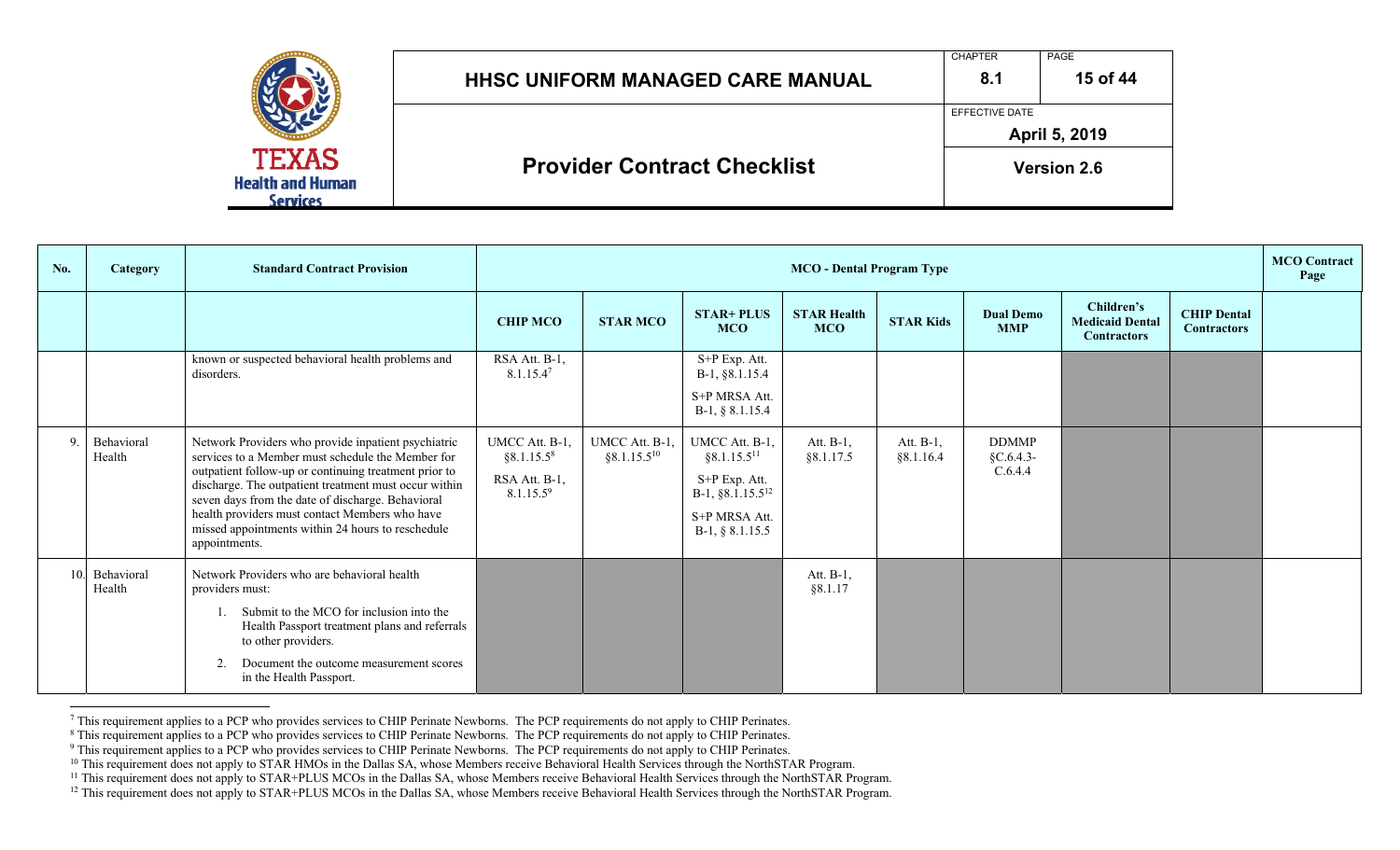| No. | Category | Standard Contract Provision | MCO - Dental Program Type | | | | | | | | MCO Contract Page |
|---|---|---|---|---|---|---|---|---|---|---|---|
| | | | CHIP MCO | STAR MCO | STAR+ PLUS MCO | STAR Health MCO | STAR Kids | Dual Demo MMP | Children's Medicaid Dental Contractors | CHIP Dental Contractors | |
| | | known or suspected behavioral health problems and disorders. | RSA Att. B-1, 8.1.15.4[7] | | S+P Exp. Att. B-1, §8.1.15.4<br><br>S+P MRSA Att. B-1, § 8.1.15.4 | | | | | | |
| 9. | Behavioral Health | Network Providers who provide inpatient psychiatric services to a Member must schedule the Member for outpatient follow-up or continuing treatment prior to discharge. The outpatient treatment must occur within seven days from the date of discharge. Behavioral health providers must contact Members who have missed appointments within 24 hours to reschedule appointments. | UMCC Att. B-1, §8.1.15.5[8]<br><br>RSA Att. B-1, 8.1.15.5[9] | UMCC Att. B-1, §8.1.15.5[10] | UMCC Att. B-1, §8.1.15.5[11]<br><br>S+P Exp. Att. B-1, §8.1.15.5[12]<br><br>S+P MRSA Att. B-1, § 8.1.15.5 | Att. B-1, §8.1.17.5 | Att. B-1, §8.1.16.4 | DDMMP §C.6.4.3-C.6.4.4 | | | |
| 10. | Behavioral Health | Network Providers who are behavioral health providers must:<br><br>1. Submit to the MCO for inclusion into the Health Passport treatment plans and referrals to other providers.<br><br>2. Document the outcome measurement scores in the Health Passport. | | | | Att. B-1, §8.1.17 | | | | | |

[7] This requirement applies to a PCP who provides services to CHIP Perinate Newborns. The PCP requirements do not apply to CHIP Perinates.

[8] This requirement applies to a PCP who provides services to CHIP Perinate Newborns. The PCP requirements do not apply to CHIP Perinates.

[9] This requirement applies to a PCP who provides services to CHIP Perinate Newborns. The PCP requirements do not apply to CHIP Perinates.

[10] This requirement does not apply to STAR HMOs in the Dallas SA, whose Members receive Behavioral Health Services through the NorthSTAR Program.

[11] This requirement does not apply to STAR+PLUS MCOs in the Dallas SA, whose Members receive Behavioral Health Services through the NorthSTAR Program.

[12] This requirement does not apply to STAR+PLUS MCOs in the Dallas SA, whose Members receive Behavioral Health Services through the NorthSTAR Program.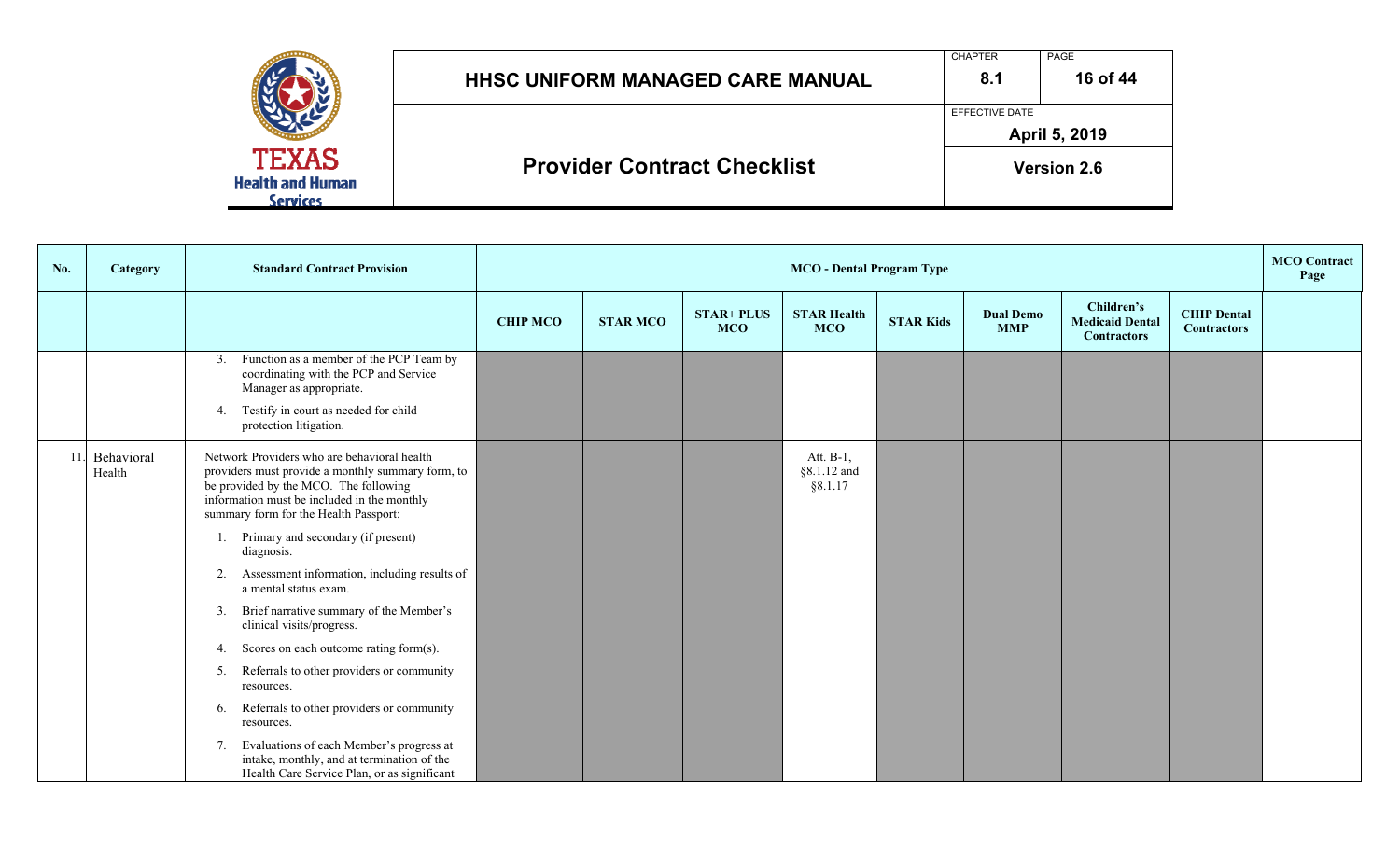| No. | Category | Standard Contract Provision | MCO - Dental Program Type | | | | | | | | MCO Contract Page |
|---|---|---|---|---|---|---|---|---|---|---|---|
| | | | CHIP MCO | STAR MCO | STAR+ PLUS MCO | STAR Health MCO | STAR Kids | Dual Demo MMP | Children's Medicaid Dental Contractors | CHIP Dental Contractors | |
| | | 3. Function as a member of the PCP Team by coordinating with the PCP and Service Manager as appropriate.<br>4. Testify in court as needed for child protection litigation. | | | | | | | | | |
| 11. | Behavioral Health | Network Providers who are behavioral health providers must provide a monthly summary form, to be provided by the MCO. The following information must be included in the monthly summary form for the Health Passport:<br>1. Primary and secondary (if present) diagnosis.<br>2. Assessment information, including results of a mental status exam.<br>3. Brief narrative summary of the Member's clinical visits/progress.<br>4. Scores on each outcome rating form(s).<br>5. Referrals to other providers or community resources.<br>6. Referrals to other providers or community resources.<br>7. Evaluations of each Member's progress at intake, monthly, and at termination of the Health Care Service Plan, or as significant | | | | Att. B-1, §8.1.12 and §8.1.17 | | | | | |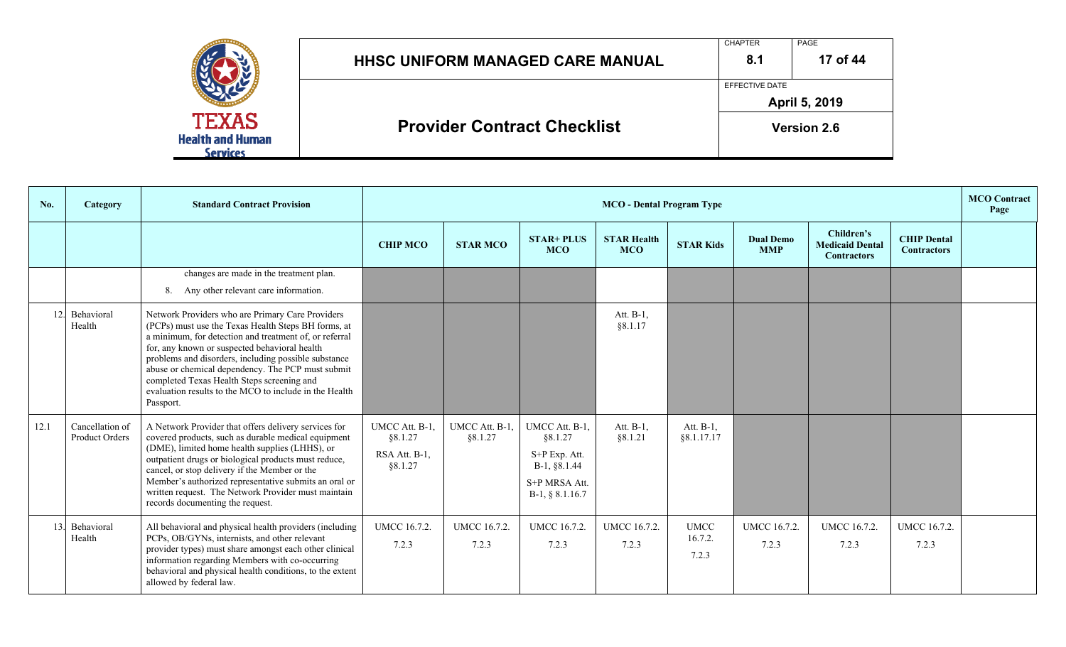| No. | Category | Standard Contract Provision | MCO - Dental Program Type | | | | | | | | MCO Contract Page |
|---|---|---|---|---|---|---|---|---|---|---|---|
| | | | CHIP MCO | STAR MCO | STAR+ PLUS MCO | STAR Health MCO | STAR Kids | Dual Demo MMP | Children's Medicaid Dental Contractors | CHIP Dental Contractors | |
| | | changes are made in the treatment plan.<br>8. Any other relevant care information. | | | | | | | | | |
| 12. | Behavioral Health | Network Providers who are Primary Care Providers (PCPs) must use the Texas Health Steps BH forms, at a minimum, for detection and treatment of, or referral for, any known or suspected behavioral health problems and disorders, including possible substance abuse or chemical dependency. The PCP must submit completed Texas Health Steps screening and evaluation results to the MCO to include in the Health Passport. | | | | Att. B-1, §8.1.17 | | | | | |
| 12.1 | Cancellation of Product Orders | A Network Provider that offers delivery services for covered products, such as durable medical equipment (DME), limited home health supplies (LHHS), or outpatient drugs or biological products must reduce, cancel, or stop delivery if the Member or the Member's authorized representative submits an oral or written request. The Network Provider must maintain records documenting the request. | UMCC Att. B-1, §8.1.27<br>RSA Att. B-1, §8.1.27 | UMCC Att. B-1, §8.1.27 | UMCC Att. B-1, §8.1.27<br>S+P Exp. Att. B-1, §8.1.44<br>S+P MRSA Att. B-1, § 8.1.16.7 | Att. B-1, §8.1.21 | Att. B-1, §8.1.17.17 | | | | |
| 13. | Behavioral Health | All behavioral and physical health providers (including PCPs, OB/GYNs, internists, and other relevant provider types) must share amongst each other clinical information regarding Members with co-occurring behavioral and physical health conditions, to the extent allowed by federal law. | UMCC 16.7.2.<br>7.2.3 | UMCC 16.7.2.<br>7.2.3 | UMCC 16.7.2.<br>7.2.3 | UMCC 16.7.2.<br>7.2.3 | UMCC 16.7.2.<br>7.2.3 | UMCC 16.7.2.<br>7.2.3 | UMCC 16.7.2.<br>7.2.3 | UMCC 16.7.2.<br>7.2.3 | |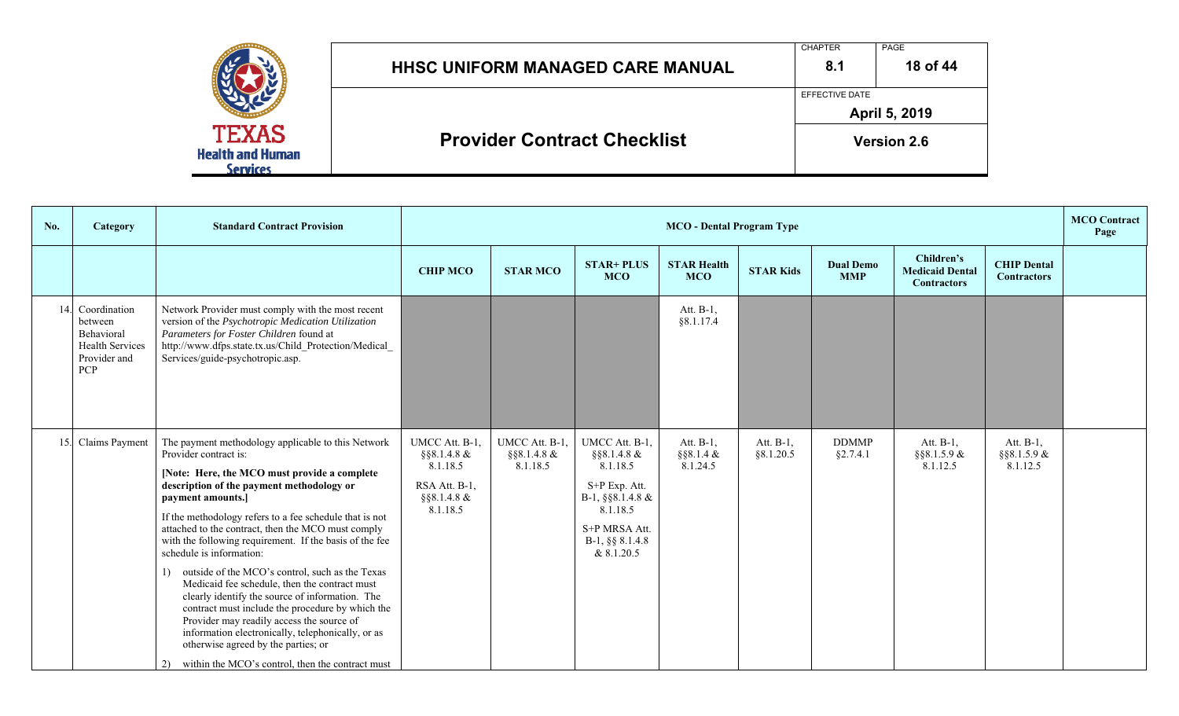| No. | Category | Standard Contract Provision | MCO - Dental Program Type | | | | | | | | MCO Contract Page |
|---|---|---|---|---|---|---|---|---|---|---|---|
| | | | CHIP MCO | STAR MCO | STAR+ PLUS MCO | STAR Health MCO | STAR Kids | Dual Demo MMP | Children's Medicaid Dental Contractors | CHIP Dental Contractors | |
| 14. | Coordination between Behavioral Health Services Provider and PCP | Network Provider must comply with the most recent version of the *Psychotropic Medication Utilization Parameters for Foster Children* found at http://www.dfps.state.tx.us/Child_Protection/Medical_Services/guide-psychotropic.asp. | | | | Att. B-1, §8.1.17.4 | | | | | |
| 15. | Claims Payment | The payment methodology applicable to this Network Provider contract is:<br><br>**[Note: Here, the MCO must provide a complete description of the payment methodology or payment amounts.]**<br><br>If the methodology refers to a fee schedule that is not attached to the contract, then the MCO must comply with the following requirement. If the basis of the fee schedule is information:<br><br>1) outside of the MCO's control, such as the Texas Medicaid fee schedule, then the contract must clearly identify the source of information. The contract must include the procedure by which the Provider may readily access the source of information electronically, telephonically, or as otherwise agreed by the parties; or<br><br>2) within the MCO's control, then the contract must | UMCC Att. B-1, §§8.1.4.8 & 8.1.18.5<br><br>RSA Att. B-1, §§8.1.4.8 & 8.1.18.5 | UMCC Att. B-1, §§8.1.4.8 & 8.1.18.5 | UMCC Att. B-1, §§8.1.4.8 & 8.1.18.5<br><br>S+P Exp. Att. B-1, §§8.1.4.8 & 8.1.18.5<br><br>S+P MRSA Att. B-1, §§ 8.1.4.8 & 8.1.20.5 | Att. B-1, §§8.1.4 & 8.1.24.5 | Att. B-1, §8.1.20.5 | DDMMP §2.7.4.1 | Att. B-1, §§8.1.5.9 & 8.1.12.5 | Att. B-1, §§8.1.5.9 & 8.1.12.5 | |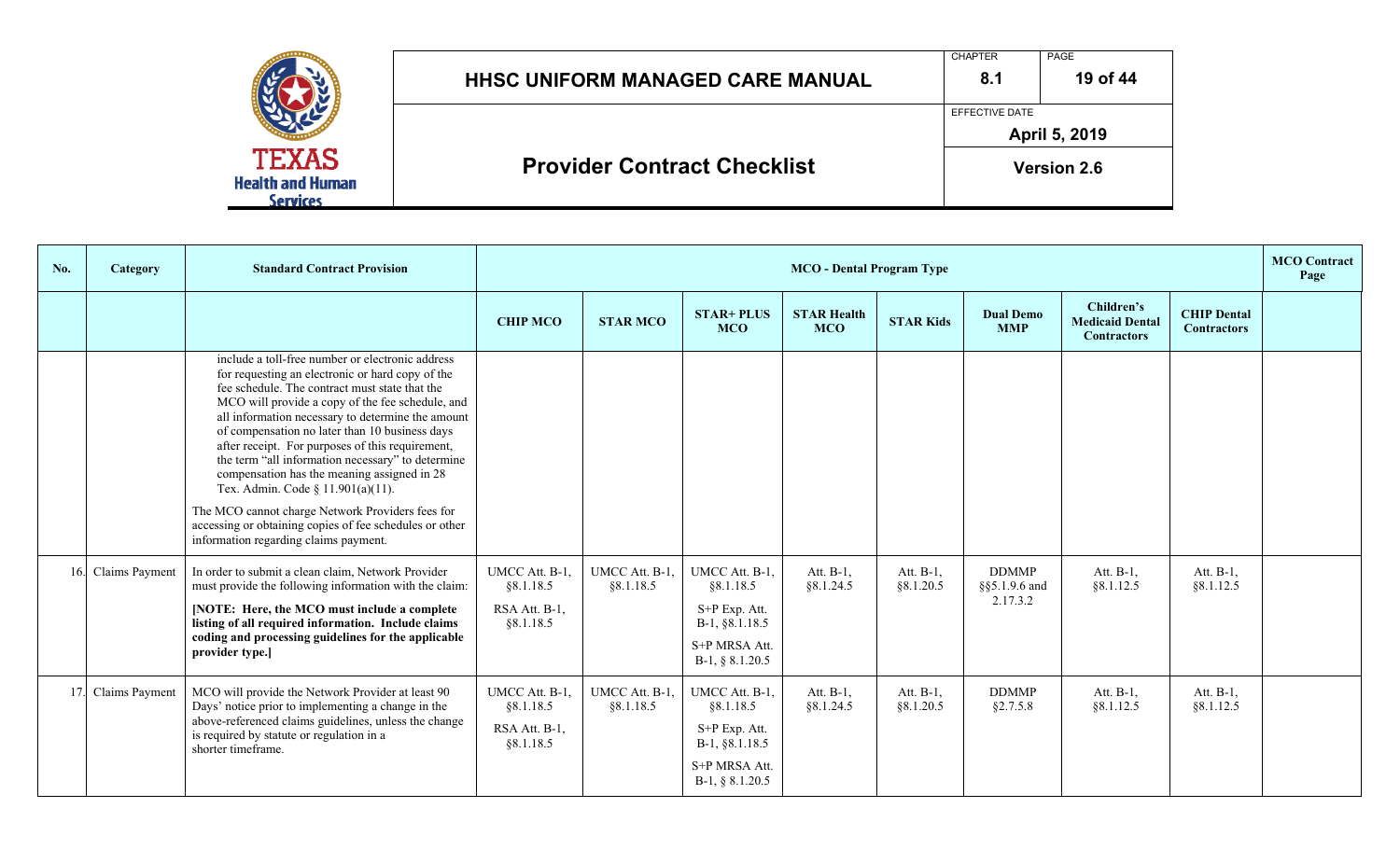| No. | Category | Standard Contract Provision | MCO - Dental Program Type | | | | | | | | MCO Contract Page |
|---|---|---|---|---|---|---|---|---|---|---|---|
| | | | CHIP MCO | STAR MCO | STAR+ PLUS MCO | STAR Health MCO | STAR Kids | Dual Demo MMP | Children's Medicaid Dental Contractors | CHIP Dental Contractors | |
| | | include a toll-free number or electronic address for requesting an electronic or hard copy of the fee schedule. The contract must state that the MCO will provide a copy of the fee schedule, and all information necessary to determine the amount of compensation no later than 10 business days after receipt. For purposes of this requirement, the term "all information necessary" to determine compensation has the meaning assigned in 28 Tex. Admin. Code § 11.901(a)(11).<br><br>The MCO cannot charge Network Providers fees for accessing or obtaining copies of fee schedules or other information regarding claims payment. | | | | | | | | | |
| 16. | Claims Payment | In order to submit a clean claim, Network Provider must provide the following information with the claim:<br><br>**[NOTE: Here, the MCO must include a complete listing of all required information. Include claims coding and processing guidelines for the applicable provider type.]** | UMCC Att. B-1, §8.1.18.5<br><br>RSA Att. B-1, §8.1.18.5 | UMCC Att. B-1, §8.1.18.5 | UMCC Att. B-1, §8.1.18.5<br><br>S+P Exp. Att. B-1, §8.1.18.5<br><br>S+P MRSA Att. B-1, § 8.1.20.5 | Att. B-1, §8.1.24.5 | Att. B-1, §8.1.20.5 | DDMMP §§5.1.9.6 and 2.17.3.2 | Att. B-1, §8.1.12.5 | Att. B-1, §8.1.12.5 | |
| 17. | Claims Payment | MCO will provide the Network Provider at least 90 Days' notice prior to implementing a change in the above-referenced claims guidelines, unless the change is required by statute or regulation in a shorter timeframe. | UMCC Att. B-1, §8.1.18.5<br><br>RSA Att. B-1, §8.1.18.5 | UMCC Att. B-1, §8.1.18.5 | UMCC Att. B-1, §8.1.18.5<br><br>S+P Exp. Att. B-1, §8.1.18.5<br><br>S+P MRSA Att. B-1, § 8.1.20.5 | Att. B-1, §8.1.24.5 | Att. B-1, §8.1.20.5 | DDMMP §2.7.5.8 | Att. B-1, §8.1.12.5 | Att. B-1, §8.1.12.5 | |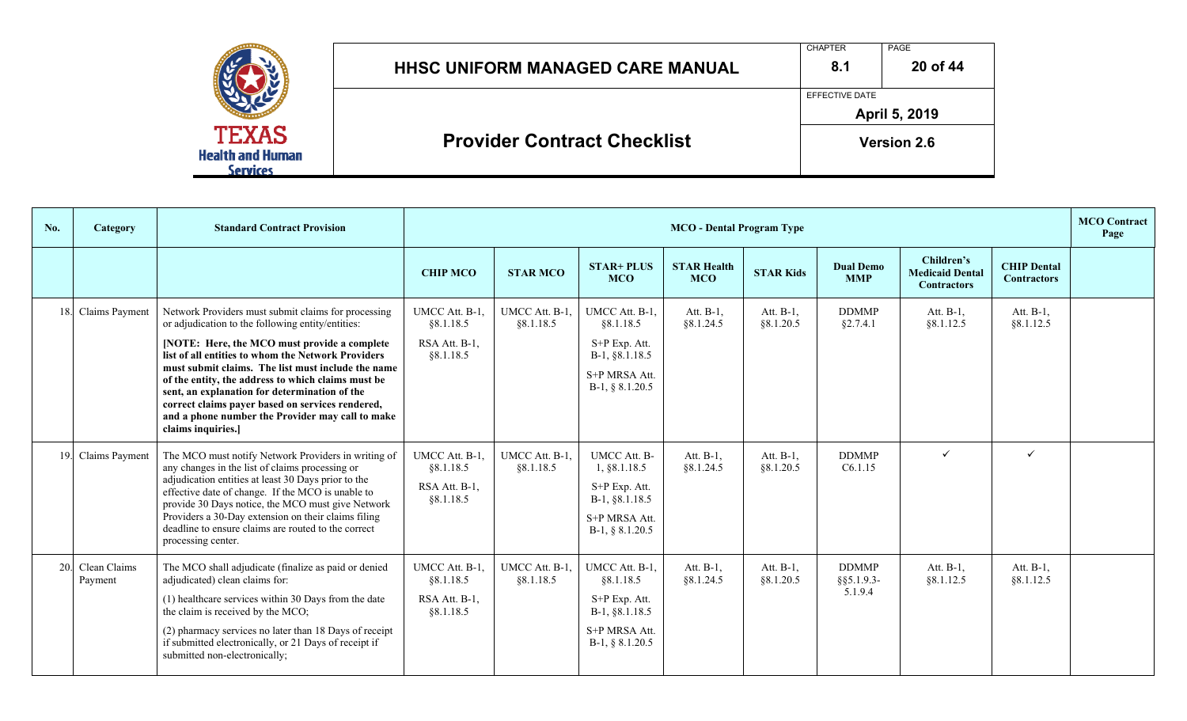| No. | Category | Standard Contract Provision | MCO - Dental Program Type | | | | | | | | MCO Contract Page |
|---|---|---|---|---|---|---|---|---|---|---|---|
| | | | CHIP MCO | STAR MCO | STAR+ PLUS MCO | STAR Health MCO | STAR Kids | Dual Demo MMP | Children's Medicaid Dental Contractors | CHIP Dental Contractors | |
| 18. | Claims Payment | Network Providers must submit claims for processing or adjudication to the following entity/entities:<br><br>**[NOTE: Here, the MCO must provide a complete list of all entities to whom the Network Providers must submit claims. The list must include the name of the entity, the address to which claims must be sent, an explanation for determination of the correct claims payer based on services rendered, and a phone number the Provider may call to make claims inquiries.]** | UMCC Att. B-1, §8.1.18.5<br><br>RSA Att. B-1, §8.1.18.5 | UMCC Att. B-1, §8.1.18.5 | UMCC Att. B-1, §8.1.18.5<br><br>S+P Exp. Att. B-1, §8.1.18.5<br><br>S+P MRSA Att. B-1, § 8.1.20.5 | Att. B-1, §8.1.24.5 | Att. B-1, §8.1.20.5 | DDMMP §2.7.4.1 | Att. B-1, §8.1.12.5 | Att. B-1, §8.1.12.5 | |
| 19. | Claims Payment | The MCO must notify Network Providers in writing of any changes in the list of claims processing or adjudication entities at least 30 Days prior to the effective date of change. If the MCO is unable to provide 30 Days notice, the MCO must give Network Providers a 30-Day extension on their claims filing deadline to ensure claims are routed to the correct processing center. | UMCC Att. B-1, §8.1.18.5<br><br>RSA Att. B-1, §8.1.18.5 | UMCC Att. B-1, §8.1.18.5 | UMCC Att. B-1, §8.1.18.5<br><br>S+P Exp. Att. B-1, §8.1.18.5<br><br>S+P MRSA Att. B-1, § 8.1.20.5 | Att. B-1, §8.1.24.5 | Att. B-1, §8.1.20.5 | DDMMP C6.1.15 | ✓ | ✓ | |
| 20. | Clean Claims Payment | The MCO shall adjudicate (finalize as paid or denied adjudicated) clean claims for:<br><br>(1) healthcare services within 30 Days from the date the claim is received by the MCO;<br><br>(2) pharmacy services no later than 18 Days of receipt if submitted electronically, or 21 Days of receipt if submitted non-electronically; | UMCC Att. B-1, §8.1.18.5<br><br>RSA Att. B-1, §8.1.18.5 | UMCC Att. B-1, §8.1.18.5 | UMCC Att. B-1, §8.1.18.5<br><br>S+P Exp. Att. B-1, §8.1.18.5<br><br>S+P MRSA Att. B-1, § 8.1.20.5 | Att. B-1, §8.1.24.5 | Att. B-1, §8.1.20.5 | DDMMP §§5.1.9.3-5.1.9.4 | Att. B-1, §8.1.12.5 | Att. B-1, §8.1.12.5 | |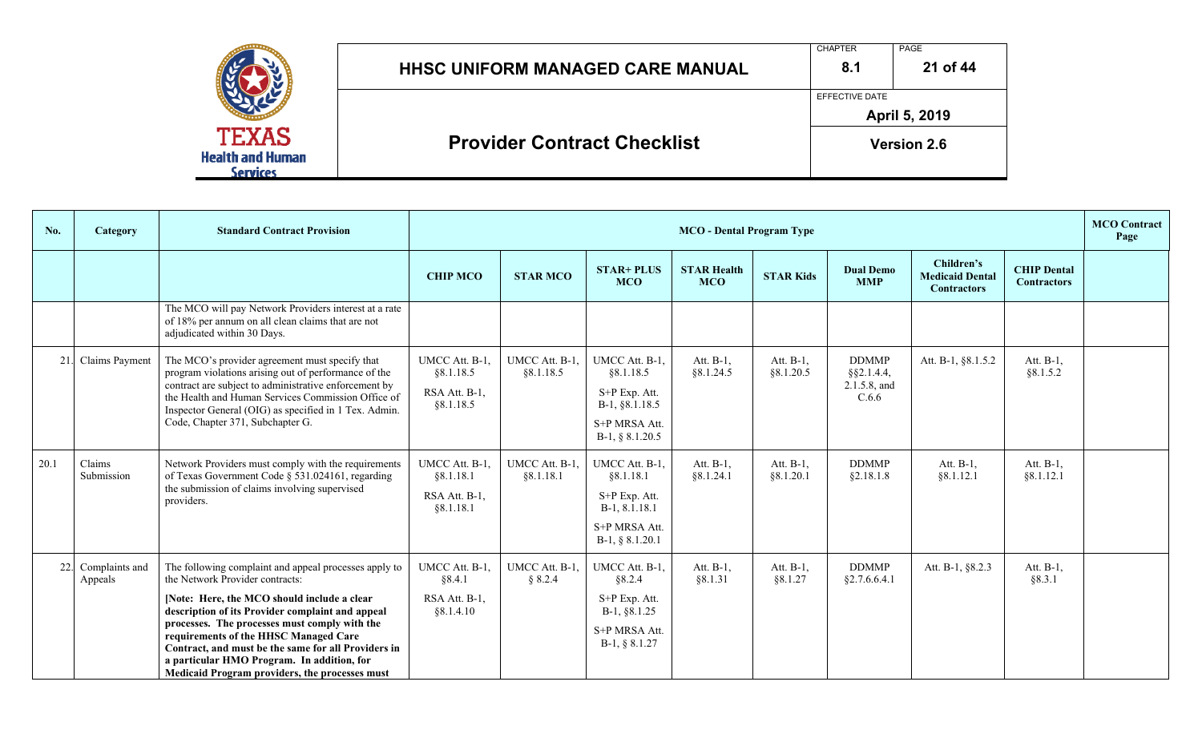| No. | Category | Standard Contract Provision | MCO - Dental Program Type | | | | | | | | MCO Contract Page |
|---|---|---|---|---|---|---|---|---|---|---|---|
| | | | CHIP MCO | STAR MCO | STAR+ PLUS MCO | STAR Health MCO | STAR Kids | Dual Demo MMP | Children's Medicaid Dental Contractors | CHIP Dental Contractors | |
| | | The MCO will pay Network Providers interest at a rate of 18% per annum on all clean claims that are not adjudicated within 30 Days. | | | | | | | | | |
| 21. | Claims Payment | The MCO's provider agreement must specify that program violations arising out of performance of the contract are subject to administrative enforcement by the Health and Human Services Commission Office of Inspector General (OIG) as specified in 1 Tex. Admin. Code, Chapter 371, Subchapter G. | UMCC Att. B-1, §8.1.18.5<br><br>RSA Att. B-1, §8.1.18.5 | UMCC Att. B-1, §8.1.18.5 | UMCC Att. B-1, §8.1.18.5<br><br>S+P Exp. Att. B-1, §8.1.18.5<br><br>S+P MRSA Att. B-1, § 8.1.20.5 | Att. B-1, §8.1.24.5 | Att. B-1, §8.1.20.5 | DDMMP §§2.1.4.4, 2.1.5.8, and C.6.6 | Att. B-1, §8.1.5.2 | Att. B-1, §8.1.5.2 | |
| 20.1 | Claims Submission | Network Providers must comply with the requirements of Texas Government Code § 531.024161, regarding the submission of claims involving supervised providers. | UMCC Att. B-1, §8.1.18.1<br><br>RSA Att. B-1, §8.1.18.1 | UMCC Att. B-1, §8.1.18.1 | UMCC Att. B-1, §8.1.18.1<br><br>S+P Exp. Att. B-1, 8.1.18.1<br><br>S+P MRSA Att. B-1, § 8.1.20.1 | Att. B-1, §8.1.24.1 | Att. B-1, §8.1.20.1 | DDMMP §2.18.1.8 | Att. B-1, §8.1.12.1 | Att. B-1, §8.1.12.1 | |
| 22. | Complaints and Appeals | The following complaint and appeal processes apply to the Network Provider contracts:<br><br>**[Note: Here, the MCO should include a clear description of its Provider complaint and appeal processes. The processes must comply with the requirements of the HHSC Managed Care Contract, and must be the same for all Providers in a particular HMO Program. In addition, for Medicaid Program providers, the processes must** | UMCC Att. B-1, §8.4.1<br><br>RSA Att. B-1, §8.1.4.10 | UMCC Att. B-1, § 8.2.4 | UMCC Att. B-1, §8.2.4<br><br>S+P Exp. Att. B-1, §8.1.25<br><br>S+P MRSA Att. B-1, § 8.1.27 | Att. B-1, §8.1.31 | Att. B-1, §8.1.27 | DDMMP §2.7.6.6.4.1 | Att. B-1, §8.2.3 | Att. B-1, §8.3.1 | |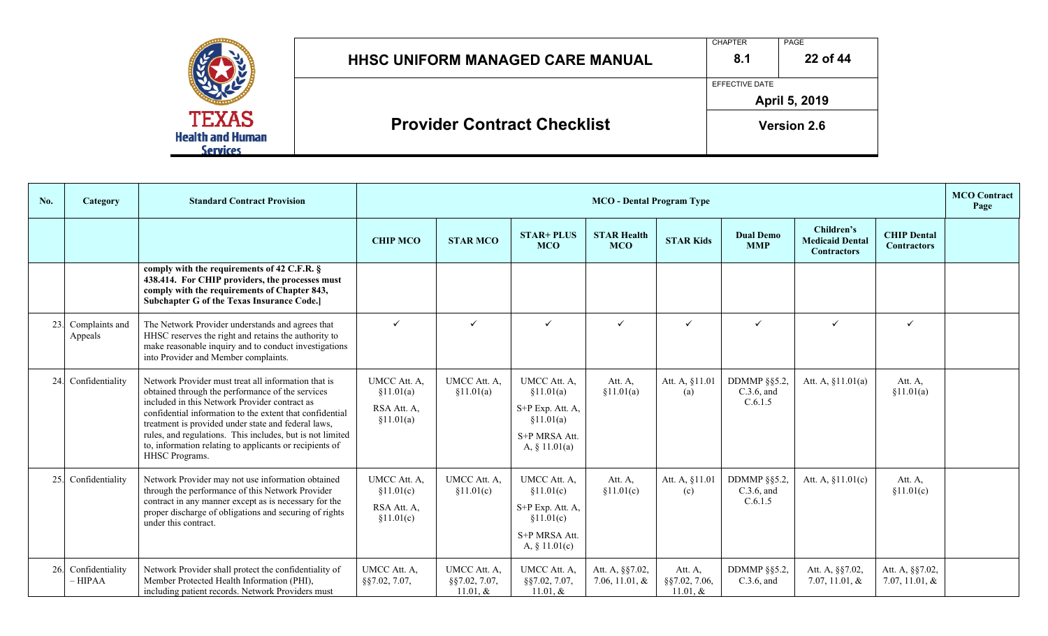| No. | Category | Standard Contract Provision | MCO - Dental Program Type | | | | | | | | MCO Contract Page |
|---|---|---|---|---|---|---|---|---|---|---|---|
| | | | CHIP MCO | STAR MCO | STAR+ PLUS MCO | STAR Health MCO | STAR Kids | Dual Demo MMP | Children's Medicaid Dental Contractors | CHIP Dental Contractors | |
| | | **comply with the requirements of 42 C.F.R. § 438.414. For CHIP providers, the processes must comply with the requirements of Chapter 843, Subchapter G of the Texas Insurance Code.]** | | | | | | | | | |
| 23. | Complaints and Appeals | The Network Provider understands and agrees that HHSC reserves the right and retains the authority to make reasonable inquiry and to conduct investigations into Provider and Member complaints. | ✓ | ✓ | ✓ | ✓ | ✓ | ✓ | ✓ | ✓ | |
| 24. | Confidentiality | Network Provider must treat all information that is obtained through the performance of the services included in this Network Provider contract as confidential information to the extent that confidential treatment is provided under state and federal laws, rules, and regulations. This includes, but is not limited to, information relating to applicants or recipients of HHSC Programs. | UMCC Att. A, §11.01(a)<br>RSA Att. A, §11.01(a) | UMCC Att. A, §11.01(a) | UMCC Att. A, §11.01(a)<br>S+P Exp. Att. A, §11.01(a)<br>S+P MRSA Att. A, § 11.01(a) | Att. A, §11.01(a) | Att. A, §11.01 (a) | DDMMP §§5.2, C.3.6, and C.6.1.5 | Att. A, §11.01(a) | Att. A, §11.01(a) | |
| 25. | Confidentiality | Network Provider may not use information obtained through the performance of this Network Provider contract in any manner except as is necessary for the proper discharge of obligations and securing of rights under this contract. | UMCC Att. A, §11.01(c)<br>RSA Att. A, §11.01(c) | UMCC Att. A, §11.01(c) | UMCC Att. A, §11.01(c)<br>S+P Exp. Att. A, §11.01(c)<br>S+P MRSA Att. A, § 11.01(c) | Att. A, §11.01(c) | Att. A, §11.01 (c) | DDMMP §§5.2, C.3.6, and C.6.1.5 | Att. A, §11.01(c) | Att. A, §11.01(c) | |
| 26. | Confidentiality – HIPAA | Network Provider shall protect the confidentiality of Member Protected Health Information (PHI), including patient records. Network Providers must | UMCC Att. A, §§7.02, 7.07, | UMCC Att. A, §§7.02, 7.07, 11.01, & | UMCC Att. A, §§7.02, 7.07, 11.01, & | Att. A, §§7.02, 7.06, 11.01, & | Att. A, §§7.02, 7.06, 11.01, & | DDMMP §§5.2, C.3.6, and | Att. A, §§7.02, 7.07, 11.01, & | Att. A, §§7.02, 7.07, 11.01, & | |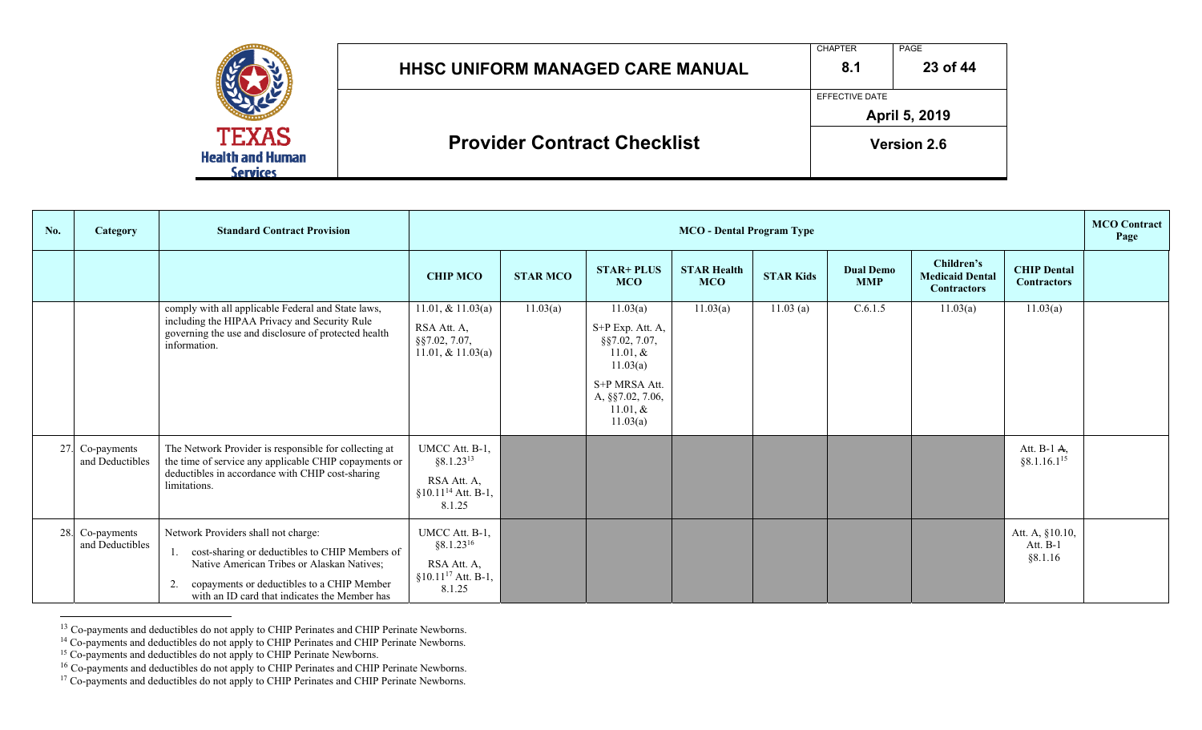| No. | Category | Standard Contract Provision | MCO - Dental Program Type | | | | | | | | MCO Contract Page |
|---|---|---|---|---|---|---|---|---|---|---|---|
| | | | CHIP MCO | STAR MCO | STAR+ PLUS MCO | STAR Health MCO | STAR Kids | Dual Demo MMP | Children's Medicaid Dental Contractors | CHIP Dental Contractors | |
| | | comply with all applicable Federal and State laws, including the HIPAA Privacy and Security Rule governing the use and disclosure of protected health information. | 11.01, & 11.03(a)<br>RSA Att. A, §§7.02, 7.07, 11.01, & 11.03(a) | 11.03(a) | 11.03(a)<br>S+P Exp. Att. A, §§7.02, 7.07, 11.01, & 11.03(a)<br>S+P MRSA Att. A, §§7.02, 7.06, 11.01, & 11.03(a) | 11.03(a) | 11.03 (a) | C.6.1.5 | 11.03(a) | 11.03(a) | |
| 27. | Co-payments and Deductibles | The Network Provider is responsible for collecting at the time of service any applicable CHIP copayments or deductibles in accordance with CHIP cost-sharing limitations. | UMCC Att. B-1, §8.1.23[13]<br>RSA Att. A, §10.11[14] Att. B-1, 8.1.25 | | | | | | | Att. B-1 ~~A~~, §8.1.16.1[15] | |
| 28. | Co-payments and Deductibles | Network Providers shall not charge:<br>1. cost-sharing or deductibles to CHIP Members of Native American Tribes or Alaskan Natives;<br>2. copayments or deductibles to a CHIP Member with an ID card that indicates the Member has | UMCC Att. B-1, §8.1.23[16]<br>RSA Att. A, §10.11[17] Att. B-1, 8.1.25 | | | | | | | Att. A, §10.10, Att. B-1 §8.1.16 | |

[13] Co-payments and deductibles do not apply to CHIP Perinates and CHIP Perinate Newborns.

[14] Co-payments and deductibles do not apply to CHIP Perinates and CHIP Perinate Newborns.

[15] Co-payments and deductibles do not apply to CHIP Perinate Newborns.

[16] Co-payments and deductibles do not apply to CHIP Perinates and CHIP Perinate Newborns.

[17] Co-payments and deductibles do not apply to CHIP Perinates and CHIP Perinate Newborns.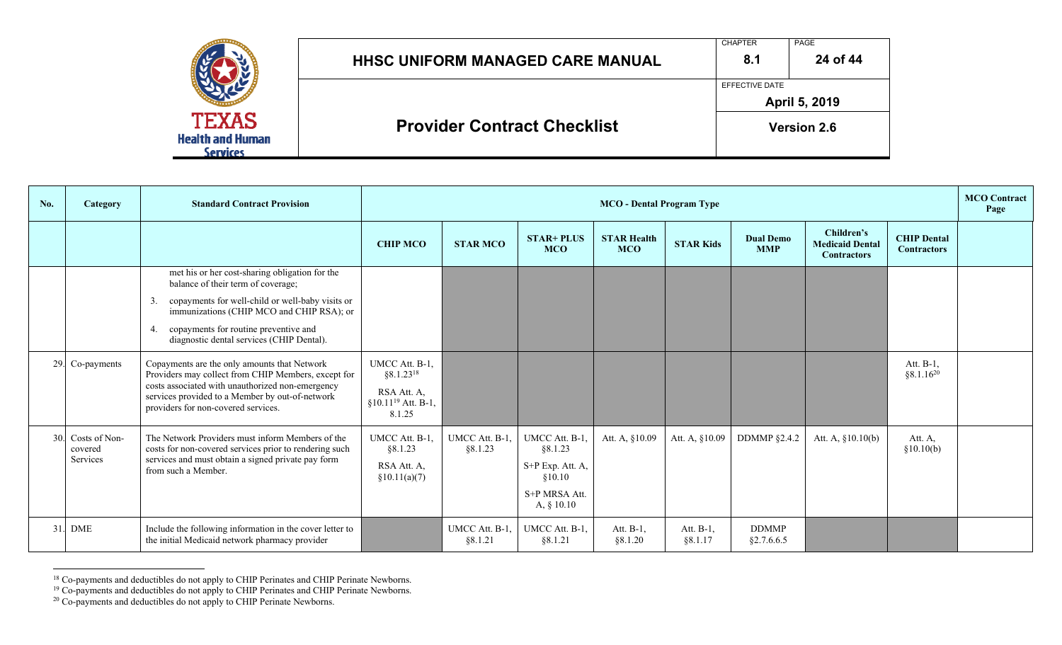| No. | Category | Standard Contract Provision | MCO - Dental Program Type | | | | | | | | MCO Contract Page |
|---|---|---|---|---|---|---|---|---|---|---|---|
| | | | CHIP MCO | STAR MCO | STAR+ PLUS MCO | STAR Health MCO | STAR Kids | Dual Demo MMP | Children's Medicaid Dental Contractors | CHIP Dental Contractors | |
| | | met his or her cost-sharing obligation for the balance of their term of coverage;<br>3. copayments for well-child or well-baby visits or immunizations (CHIP MCO and CHIP RSA); or<br>4. copayments for routine preventive and diagnostic dental services (CHIP Dental). | | | | | | | | | |
| 29. | Co-payments | Copayments are the only amounts that Network Providers may collect from CHIP Members, except for costs associated with unauthorized non-emergency services provided to a Member by out-of-network providers for non-covered services. | UMCC Att. B-1, §8.1.23[18]<br>RSA Att. A, §10.11[19] Att. B-1, 8.1.25 | | | | | | | Att. B-1, §8.1.16[20] | |
| 30. | Costs of Non-covered Services | The Network Providers must inform Members of the costs for non-covered services prior to rendering such services and must obtain a signed private pay form from such a Member. | UMCC Att. B-1, §8.1.23<br>RSA Att. A, §10.11(a)(7) | UMCC Att. B-1, §8.1.23 | UMCC Att. B-1, §8.1.23<br>S+P Exp. Att. A, §10.10<br>S+P MRSA Att. A, § 10.10 | Att. A, §10.09 | Att. A, §10.09 | DDMMP §2.4.2 | Att. A, §10.10(b) | Att. A, §10.10(b) | |
| 31. | DME | Include the following information in the cover letter to the initial Medicaid network pharmacy provider | | UMCC Att. B-1, §8.1.21 | UMCC Att. B-1, §8.1.21 | Att. B-1, §8.1.20 | Att. B-1, §8.1.17 | DDMMP §2.7.6.6.5 | | | |

[18] Co-payments and deductibles do not apply to CHIP Perinates and CHIP Perinate Newborns.

[19] Co-payments and deductibles do not apply to CHIP Perinates and CHIP Perinate Newborns.

[20] Co-payments and deductibles do not apply to CHIP Perinate Newborns.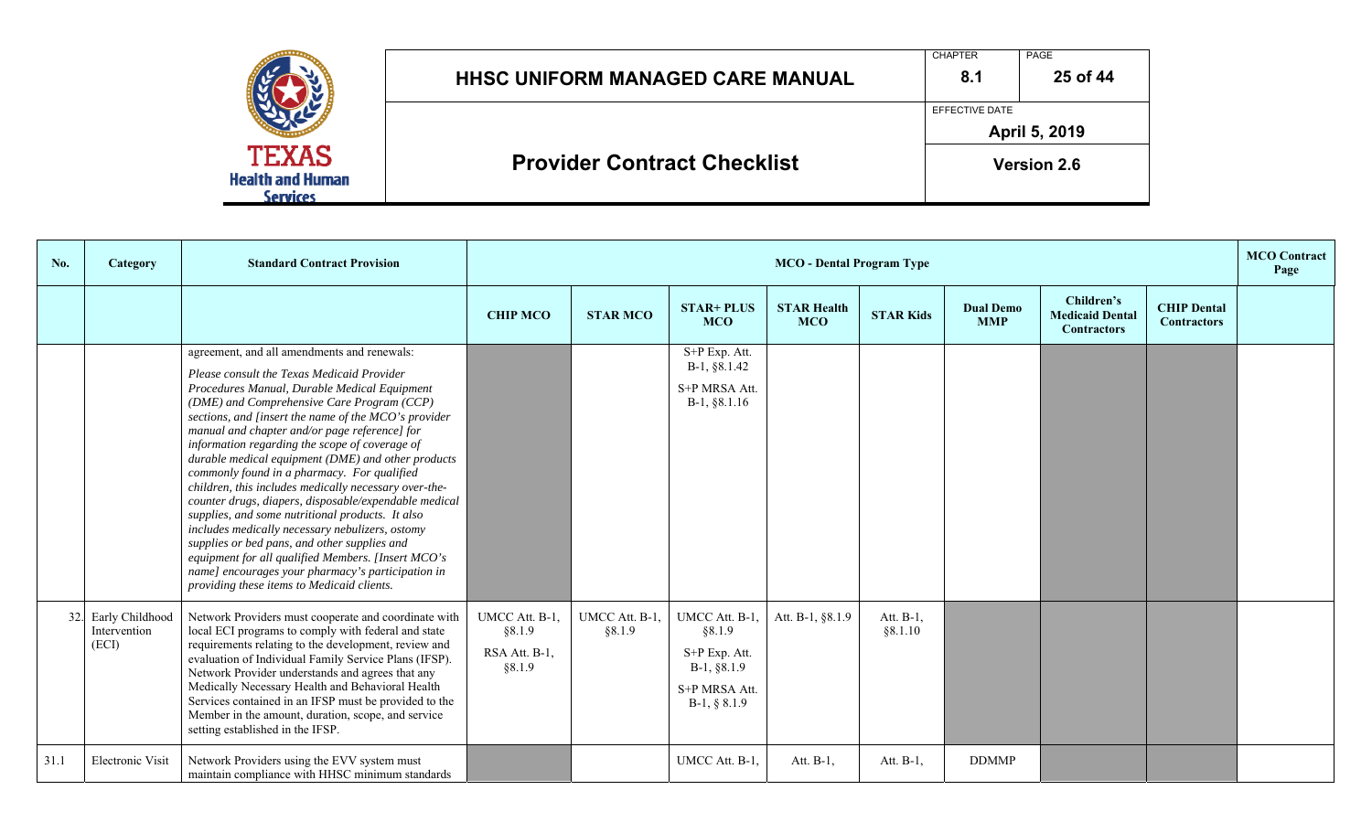| No. | Category | Standard Contract Provision | MCO - Dental Program Type | | | | | | | | MCO Contract Page |
|---|---|---|---|---|---|---|---|---|---|---|---|
| | | | CHIP MCO | STAR MCO | STAR+ PLUS MCO | STAR Health MCO | STAR Kids | Dual Demo MMP | Children's Medicaid Dental Contractors | CHIP Dental Contractors | |
| | | agreement, and all amendments and renewals: *Please consult the Texas Medicaid Provider Procedures Manual, Durable Medical Equipment (DME) and Comprehensive Care Program (CCP) sections, and [insert the name of the MCO's provider manual and chapter and/or page reference] for information regarding the scope of coverage of durable medical equipment (DME) and other products commonly found in a pharmacy. For qualified children, this includes medically necessary over-the-counter drugs, diapers, disposable/expendable medical supplies, and some nutritional products. It also includes medically necessary nebulizers, ostomy supplies or bed pans, and other supplies and equipment for all qualified Members. [Insert MCO's name] encourages your pharmacy's participation in providing these items to Medicaid clients.* | | | S+P Exp. Att. B-1, §8.1.42 S+P MRSA Att. B-1, §8.1.16 | | | | | | |
| 32. | Early Childhood Intervention (ECI) | Network Providers must cooperate and coordinate with local ECI programs to comply with federal and state requirements relating to the development, review and evaluation of Individual Family Service Plans (IFSP). Network Provider understands and agrees that any Medically Necessary Health and Behavioral Health Services contained in an IFSP must be provided to the Member in the amount, duration, scope, and service setting established in the IFSP. | UMCC Att. B-1, §8.1.9 RSA Att. B-1, §8.1.9 | UMCC Att. B-1, §8.1.9 | UMCC Att. B-1, §8.1.9 S+P Exp. Att. B-1, §8.1.9 S+P MRSA Att. B-1, § 8.1.9 | Att. B-1, §8.1.9 | Att. B-1, §8.1.10 | | | | |
| 31.1 | Electronic Visit | Network Providers using the EVV system must maintain compliance with HHSC minimum standards | | | UMCC Att. B-1, | Att. B-1, | Att. B-1, | DDMMP | | | |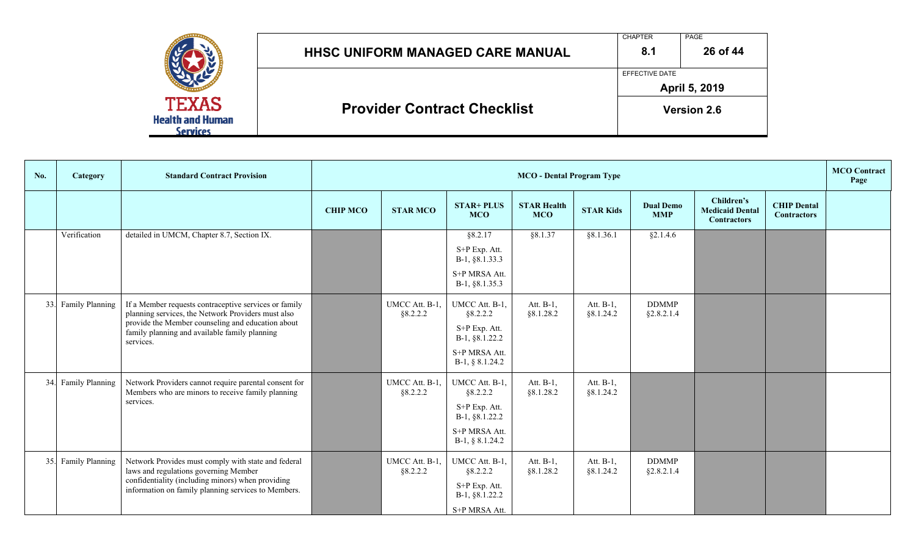| No. | Category | Standard Contract Provision | MCO - Dental Program Type | | | | | | | | MCO Contract Page |
|---|---|---|---|---|---|---|---|---|---|---|---|
| | | | CHIP MCO | STAR MCO | STAR+ PLUS MCO | STAR Health MCO | STAR Kids | Dual Demo MMP | Children's Medicaid Dental Contractors | CHIP Dental Contractors | |
| | Verification | detailed in UMCM, Chapter 8.7, Section IX. | | | §8.2.17<br>S+P Exp. Att. B-1, §8.1.33.3<br>S+P MRSA Att. B-1, §8.1.35.3 | §8.1.37 | §8.1.36.1 | §2.1.4.6 | | | |
| 33. | Family Planning | If a Member requests contraceptive services or family planning services, the Network Providers must also provide the Member counseling and education about family planning and available family planning services. | | UMCC Att. B-1, §8.2.2.2 | UMCC Att. B-1, §8.2.2.2<br>S+P Exp. Att. B-1, §8.1.22.2<br>S+P MRSA Att. B-1, § 8.1.24.2 | Att. B-1, §8.1.28.2 | Att. B-1, §8.1.24.2 | DDMMP §2.8.2.1.4 | | | |
| 34. | Family Planning | Network Providers cannot require parental consent for Members who are minors to receive family planning services. | | UMCC Att. B-1, §8.2.2.2 | UMCC Att. B-1, §8.2.2.2<br>S+P Exp. Att. B-1, §8.1.22.2<br>S+P MRSA Att. B-1, § 8.1.24.2 | Att. B-1, §8.1.28.2 | Att. B-1, §8.1.24.2 | | | | |
| 35. | Family Planning | Network Provides must comply with state and federal laws and regulations governing Member confidentiality (including minors) when providing information on family planning services to Members. | | UMCC Att. B-1, §8.2.2.2 | UMCC Att. B-1, §8.2.2.2<br>S+P Exp. Att. B-1, §8.1.22.2<br>S+P MRSA Att. | Att. B-1, §8.1.28.2 | Att. B-1, §8.1.24.2 | DDMMP §2.8.2.1.4 | | | |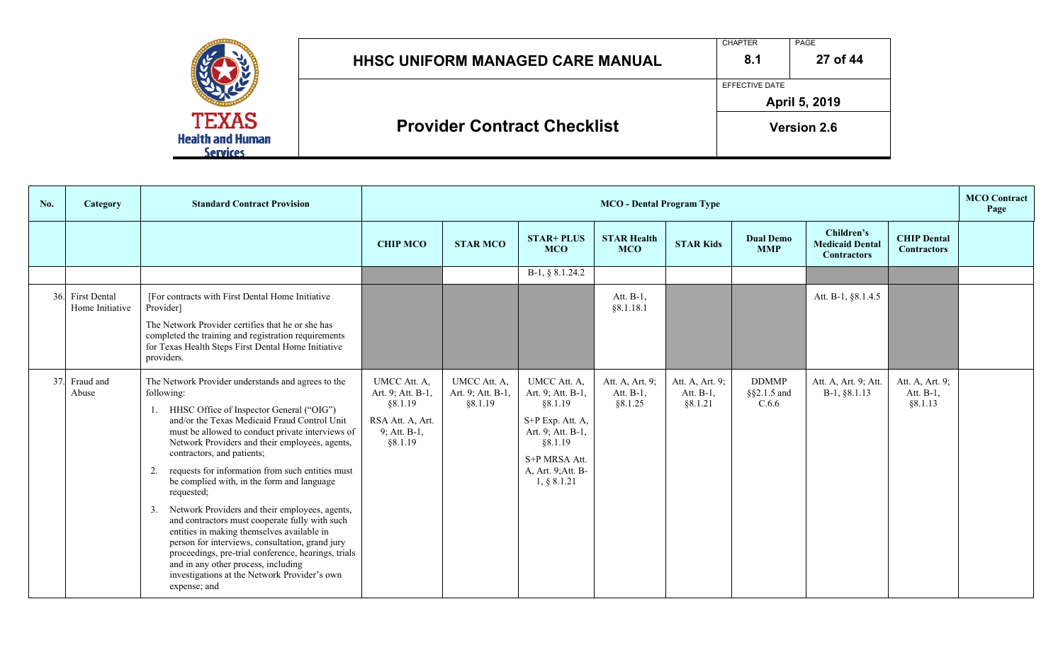| No. | Category | Standard Contract Provision | MCO - Dental Program Type | | | | | | | | MCO Contract Page |
|---|---|---|---|---|---|---|---|---|---|---|---|
| | | | CHIP MCO | STAR MCO | STAR+ PLUS MCO | STAR Health MCO | STAR Kids | Dual Demo MMP | Children's Medicaid Dental Contractors | CHIP Dental Contractors | |
| | | | | | B-1, § 8.1.24.2 | | | | | | |
| 36. | First Dental Home Initiative | [For contracts with First Dental Home Initiative Provider]<br>The Network Provider certifies that he or she has completed the training and registration requirements for Texas Health Steps First Dental Home Initiative providers. | | | | Att. B-1, §8.1.18.1 | | | Att. B-1, §8.1.4.5 | | |
| 37. | Fraud and Abuse | The Network Provider understands and agrees to the following:<br>1. HHSC Office of Inspector General ("OIG") and/or the Texas Medicaid Fraud Control Unit must be allowed to conduct private interviews of Network Providers and their employees, agents, contractors, and patients;<br>2. requests for information from such entities must be complied with, in the form and language requested;<br>3. Network Providers and their employees, agents, and contractors must cooperate fully with such entities in making themselves available in person for interviews, consultation, grand jury proceedings, pre-trial conference, hearings, trials and in any other process, including investigations at the Network Provider's own expense; and | UMCC Att. A, Art. 9; Att. B-1, §8.1.19<br>RSA Att. A, Art. 9; Att. B-1, §8.1.19 | UMCC Att. A, Art. 9; Att. B-1, §8.1.19 | UMCC Att. A, Art. 9; Att. B-1, §8.1.19<br>S+P Exp. Att. A, Art. 9; Att. B-1, §8.1.19<br>S+P MRSA Att. A, Art. 9;Att. B-1, § 8.1.21 | Att. A, Art. 9; Att. B-1, §8.1.25 | Att. A, Art. 9; Att. B-1, §8.1.21 | DDMMP §§2.1.5 and C.6.6 | Att. A, Art. 9; Att. B-1, §8.1.13 | Att. A, Art. 9; Att. B-1, §8.1.13 | |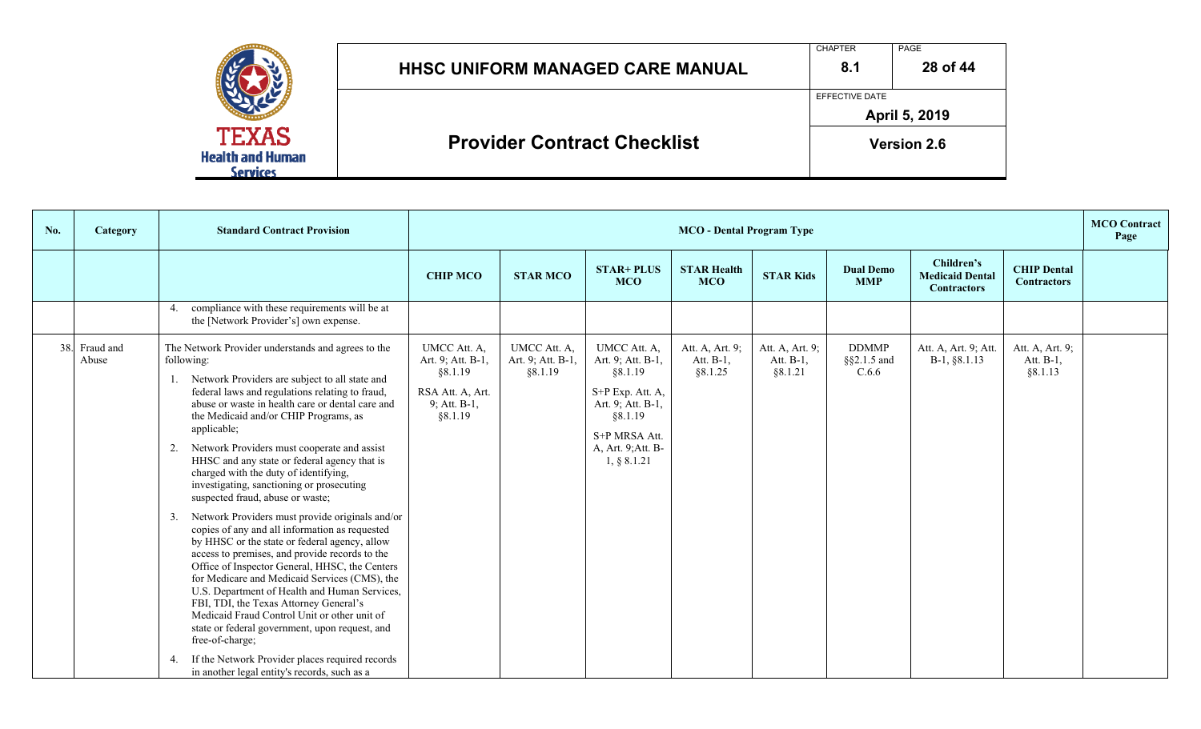| No. | Category | Standard Contract Provision | MCO - Dental Program Type | | | | | | | | MCO Contract Page |
|---|---|---|---|---|---|---|---|---|---|---|---|
| | | | CHIP MCO | STAR MCO | STAR+ PLUS MCO | STAR Health MCO | STAR Kids | Dual Demo MMP | Children's Medicaid Dental Contractors | CHIP Dental Contractors | |
| | | 4. compliance with these requirements will be at the [Network Provider's] own expense. | | | | | | | | | |
| 38. | Fraud and Abuse | The Network Provider understands and agrees to the following:<br>1. Network Providers are subject to all state and federal laws and regulations relating to fraud, abuse or waste in health care or dental care and the Medicaid and/or CHIP Programs, as applicable;<br>2. Network Providers must cooperate and assist HHSC and any state or federal agency that is charged with the duty of identifying, investigating, sanctioning or prosecuting suspected fraud, abuse or waste;<br>3. Network Providers must provide originals and/or copies of any and all information as requested by HHSC or the state or federal agency, allow access to premises, and provide records to the Office of Inspector General, HHSC, the Centers for Medicare and Medicaid Services (CMS), the U.S. Department of Health and Human Services, FBI, TDI, the Texas Attorney General's Medicaid Fraud Control Unit or other unit of state or federal government, upon request, and free-of-charge;<br>4. If the Network Provider places required records in another legal entity's records, such as a | UMCC Att. A, Art. 9; Att. B-1, §8.1.19<br>RSA Att. A, Art. 9; Att. B-1, §8.1.19 | UMCC Att. A, Art. 9; Att. B-1, §8.1.19 | UMCC Att. A, Art. 9; Att. B-1, §8.1.19<br>S+P Exp. Att. A, Art. 9; Att. B-1, §8.1.19<br>S+P MRSA Att. A, Art. 9;Att. B-1, § 8.1.21 | Att. A, Art. 9; Att. B-1, §8.1.25 | Att. A, Art. 9; Att. B-1, §8.1.21 | DDMMP §§2.1.5 and C.6.6 | Att. A, Art. 9; Att. B-1, §8.1.13 | Att. A, Art. 9; Att. B-1, §8.1.13 | |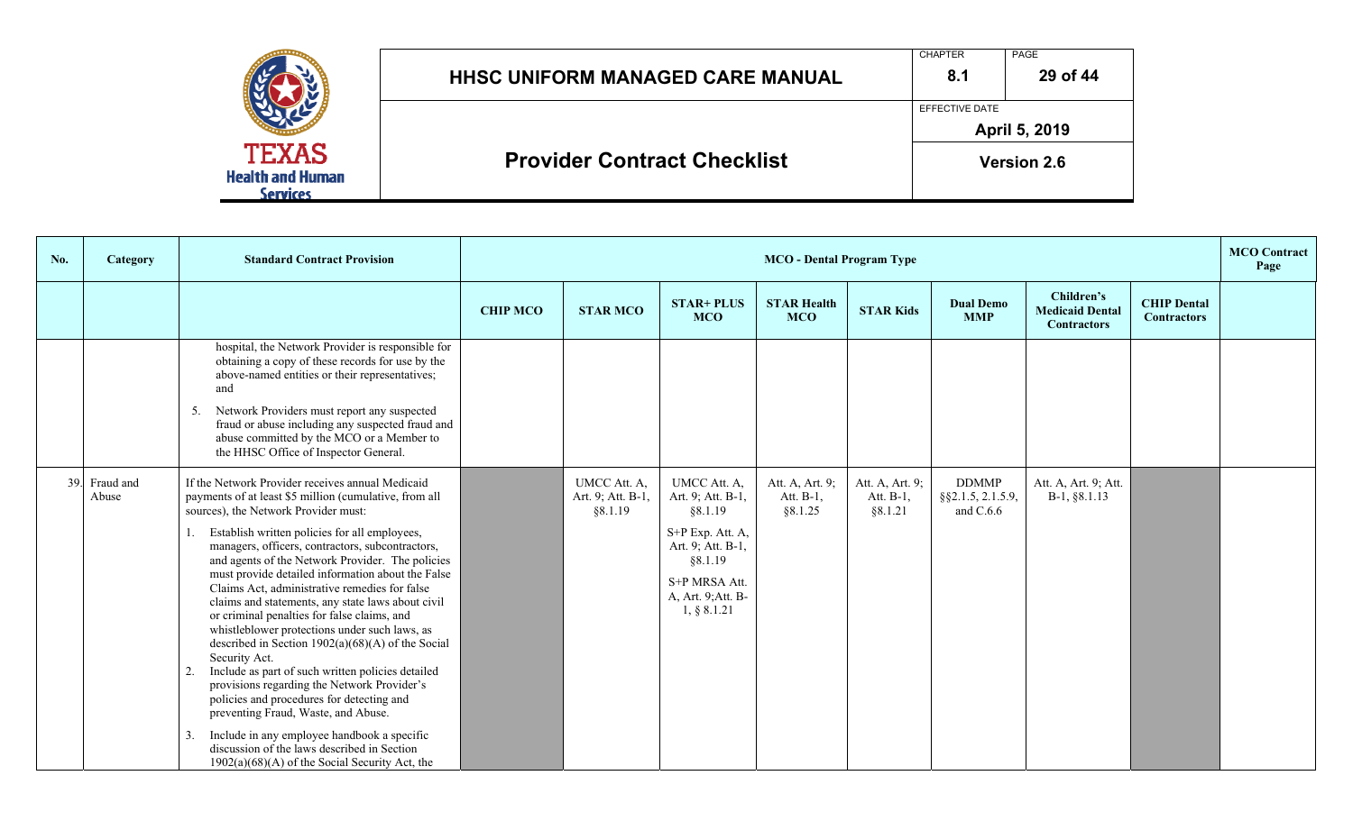| No. | Category | Standard Contract Provision | MCO - Dental Program Type | | | | | | | | MCO Contract Page |
|---|---|---|---|---|---|---|---|---|---|---|---|
| | | | CHIP MCO | STAR MCO | STAR+ PLUS MCO | STAR Health MCO | STAR Kids | Dual Demo MMP | Children's Medicaid Dental Contractors | CHIP Dental Contractors | |
| | | hospital, the Network Provider is responsible for obtaining a copy of these records for use by the above-named entities or their representatives; and<br><br>5. Network Providers must report any suspected fraud or abuse including any suspected fraud and abuse committed by the MCO or a Member to the HHSC Office of Inspector General. | | | | | | | | | |
| 39. | Fraud and Abuse | If the Network Provider receives annual Medicaid payments of at least $5 million (cumulative, from all sources), the Network Provider must:<br><br>1. Establish written policies for all employees, managers, officers, contractors, subcontractors, and agents of the Network Provider. The policies must provide detailed information about the False Claims Act, administrative remedies for false claims and statements, any state laws about civil or criminal penalties for false claims, and whistleblower protections under such laws, as described in Section 1902(a)(68)(A) of the Social Security Act.<br>2. Include as part of such written policies detailed provisions regarding the Network Provider's policies and procedures for detecting and preventing Fraud, Waste, and Abuse.<br><br>3. Include in any employee handbook a specific discussion of the laws described in Section 1902(a)(68)(A) of the Social Security Act, the | | UMCC Att. A, Art. 9; Att. B-1, §8.1.19 | UMCC Att. A, Art. 9; Att. B-1, §8.1.19<br><br>S+P Exp. Att. A, Art. 9; Att. B-1, §8.1.19<br><br>S+P MRSA Att. A, Art. 9;Att. B-1, § 8.1.21 | Att. A, Art. 9; Att. B-1, §8.1.25 | Att. A, Art. 9; Att. B-1, §8.1.21 | DDMMP §§2.1.5, 2.1.5.9, and C.6.6 | Att. A, Art. 9; Att. B-1, §8.1.13 | | |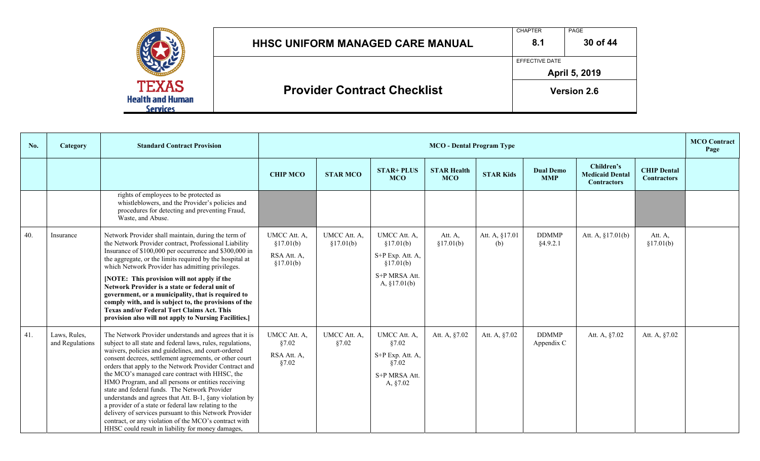| No. | Category | Standard Contract Provision | MCO - Dental Program Type | | | | | | | | MCO Contract Page |
|---|---|---|---|---|---|---|---|---|---|---|---|
| | | | CHIP MCO | STAR MCO | STAR+ PLUS MCO | STAR Health MCO | STAR Kids | Dual Demo MMP | Children's Medicaid Dental Contractors | CHIP Dental Contractors | |
| | | rights of employees to be protected as whistleblowers, and the Provider's policies and procedures for detecting and preventing Fraud, Waste, and Abuse. | | | | | | | | | |
| 40. | Insurance | Network Provider shall maintain, during the term of the Network Provider contract, Professional Liability Insurance of $100,000 per occurrence and $300,000 in the aggregate, or the limits required by the hospital at which Network Provider has admitting privileges.<br><br>**[NOTE: This provision will not apply if the Network Provider is a state or federal unit of government, or a municipality, that is required to comply with, and is subject to, the provisions of the Texas and/or Federal Tort Claims Act. This provision also will not apply to Nursing Facilities.]** | UMCC Att. A, §17.01(b)<br><br>RSA Att. A, §17.01(b) | UMCC Att. A, §17.01(b) | UMCC Att. A, §17.01(b)<br><br>S+P Exp. Att. A, §17.01(b)<br><br>S+P MRSA Att. A, §17.01(b) | Att. A, §17.01(b) | Att. A, §17.01 (b) | DDMMP §4.9.2.1 | Att. A, §17.01(b) | Att. A, §17.01(b) | |
| 41. | Laws, Rules, and Regulations | The Network Provider understands and agrees that it is subject to all state and federal laws, rules, regulations, waivers, policies and guidelines, and court-ordered consent decrees, settlement agreements, or other court orders that apply to the Network Provider Contract and the MCO's managed care contract with HHSC, the HMO Program, and all persons or entities receiving state and federal funds. The Network Provider understands and agrees that Att. B-1, §any violation by a provider of a state or federal law relating to the delivery of services pursuant to this Network Provider contract, or any violation of the MCO's contract with HHSC could result in liability for money damages, | UMCC Att. A, §7.02<br><br>RSA Att. A, §7.02 | UMCC Att. A, §7.02 | UMCC Att. A, §7.02<br><br>S+P Exp. Att. A, §7.02<br><br>S+P MRSA Att. A, §7.02 | Att. A, §7.02 | Att. A, §7.02 | DDMMP Appendix C | Att. A, §7.02 | Att. A, §7.02 | |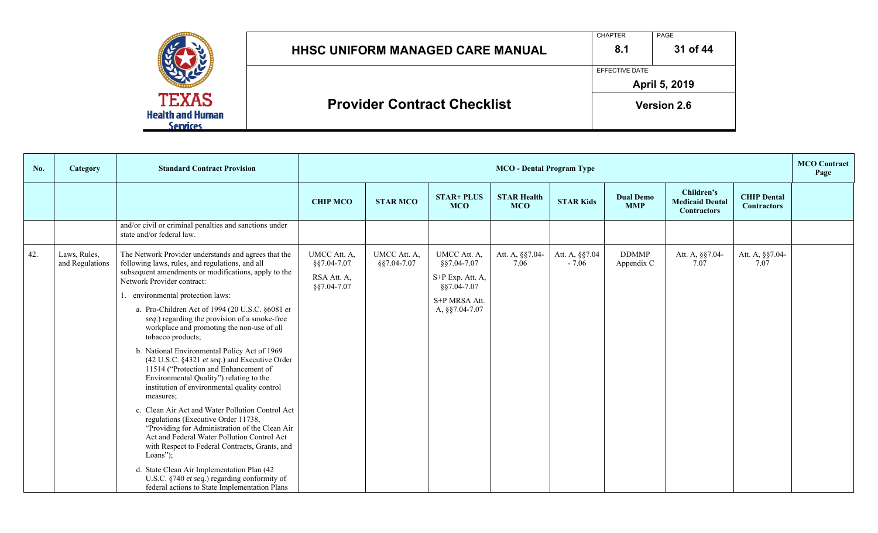| No. | Category | Standard Contract Provision | MCO - Dental Program Type | | | | | | | | MCO Contract Page |
|---|---|---|---|---|---|---|---|---|---|---|---|
| | | | CHIP MCO | STAR MCO | STAR+ PLUS MCO | STAR Health MCO | STAR Kids | Dual Demo MMP | Children's Medicaid Dental Contractors | CHIP Dental Contractors | |
| | | and/or civil or criminal penalties and sanctions under state and/or federal law. | | | | | | | | | |
| 42. | Laws, Rules, and Regulations | The Network Provider understands and agrees that the following laws, rules, and regulations, and all subsequent amendments or modifications, apply to the Network Provider contract:<br>1. environmental protection laws:<br>a. Pro-Children Act of 1994 (20 U.S.C. §6081 *et seq.*) regarding the provision of a smoke-free workplace and promoting the non-use of all tobacco products;<br>b. National Environmental Policy Act of 1969 (42 U.S.C. §4321 *et seq.*) and Executive Order 11514 ("Protection and Enhancement of Environmental Quality") relating to the institution of environmental quality control measures;<br>c. Clean Air Act and Water Pollution Control Act regulations (Executive Order 11738, "Providing for Administration of the Clean Air Act and Federal Water Pollution Control Act with Respect to Federal Contracts, Grants, and Loans");<br>d. State Clean Air Implementation Plan (42 U.S.C. §740 *et seq.*) regarding conformity of federal actions to State Implementation Plans | UMCC Att. A, §§7.04-7.07<br>RSA Att. A, §§7.04-7.07 | UMCC Att. A, §§7.04-7.07 | UMCC Att. A, §§7.04-7.07<br>S+P Exp. Att. A, §§7.04-7.07<br>S+P MRSA Att. A, §§7.04-7.07 | Att. A, §§7.04-7.06 | Att. A, §§7.04 - 7.06 | DDMMP Appendix C | Att. A, §§7.04-7.07 | Att. A, §§7.04-7.07 | |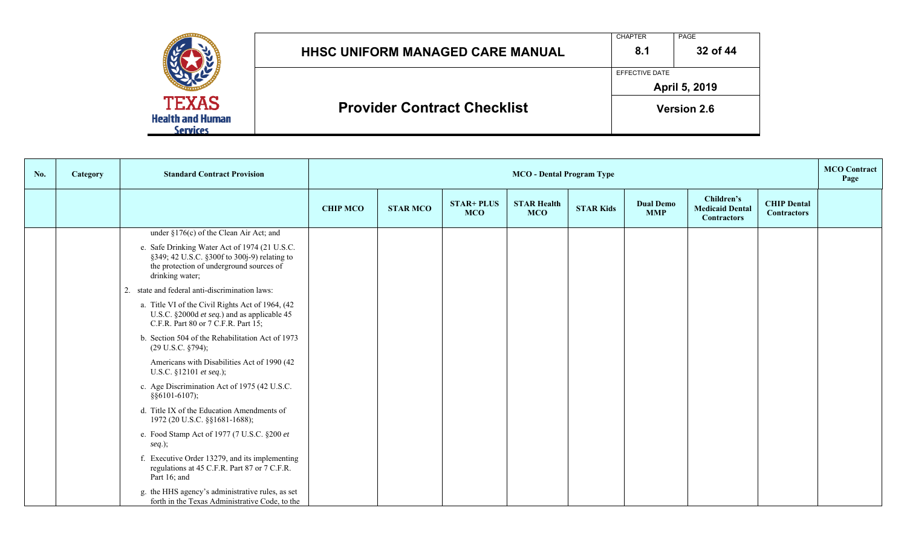| No. | Category | Standard Contract Provision | MCO - Dental Program Type | | | | | | | | MCO Contract Page |
|---|---|---|---|---|---|---|---|---|---|---|---|
| | | | CHIP MCO | STAR MCO | STAR+ PLUS MCO | STAR Health MCO | STAR Kids | Dual Demo MMP | Children's Medicaid Dental Contractors | CHIP Dental Contractors | |
| | | under §176(c) of the Clean Air Act; and<br><br>e. Safe Drinking Water Act of 1974 (21 U.S.C. §349; 42 U.S.C. §300f to 300j-9) relating to the protection of underground sources of drinking water;<br><br>2. state and federal anti-discrimination laws:<br><br>a. Title VI of the Civil Rights Act of 1964, (42 U.S.C. §2000d *et seq.*) and as applicable 45 C.F.R. Part 80 or 7 C.F.R. Part 15;<br><br>b. Section 504 of the Rehabilitation Act of 1973 (29 U.S.C. §794);<br><br>Americans with Disabilities Act of 1990 (42 U.S.C. §12101 *et seq.*);<br><br>c. Age Discrimination Act of 1975 (42 U.S.C. §§6101-6107);<br><br>d. Title IX of the Education Amendments of 1972 (20 U.S.C. §§1681-1688);<br><br>e. Food Stamp Act of 1977 (7 U.S.C. §200 *et seq.*);<br><br>f. Executive Order 13279, and its implementing regulations at 45 C.F.R. Part 87 or 7 C.F.R. Part 16; and<br><br>g. the HHS agency's administrative rules, as set forth in the Texas Administrative Code, to the | | | | | | | | | |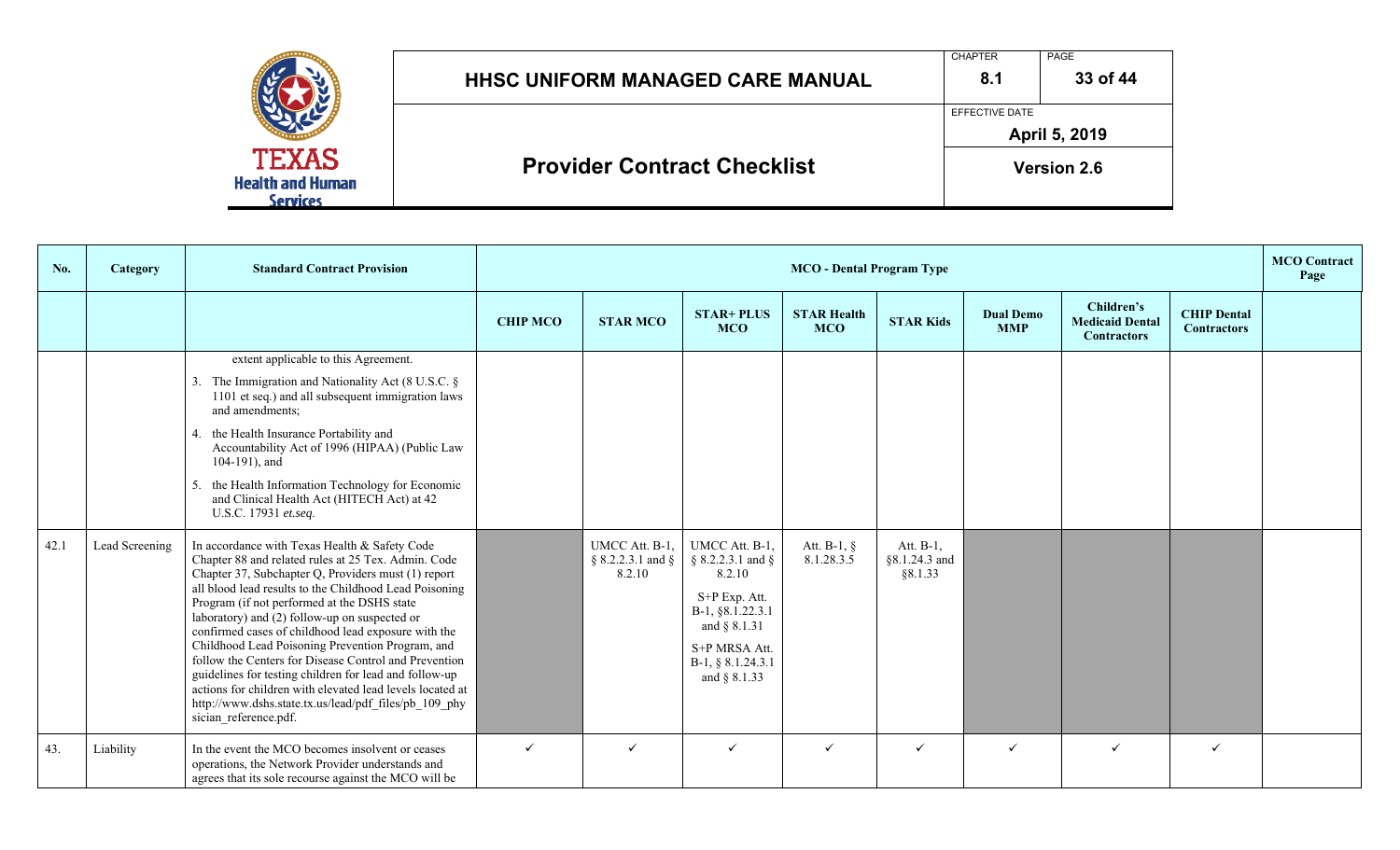| No. | Category | Standard Contract Provision | MCO - Dental Program Type | | | | | | | | MCO Contract Page |
|---|---|---|---|---|---|---|---|---|---|---|---|
| | | | CHIP MCO | STAR MCO | STAR+ PLUS MCO | STAR Health MCO | STAR Kids | Dual Demo MMP | Children's Medicaid Dental Contractors | CHIP Dental Contractors | |
| | | extent applicable to this Agreement.<br>3. The Immigration and Nationality Act (8 U.S.C. § 1101 et seq.) and all subsequent immigration laws and amendments;<br>4. the Health Insurance Portability and Accountability Act of 1996 (HIPAA) (Public Law 104-191), and<br>5. the Health Information Technology for Economic and Clinical Health Act (HITECH Act) at 42 U.S.C. 17931 *et.seq.* | | | | | | | | | |
| 42.1 | Lead Screening | In accordance with Texas Health & Safety Code Chapter 88 and related rules at 25 Tex. Admin. Code Chapter 37, Subchapter Q, Providers must (1) report all blood lead results to the Childhood Lead Poisoning Program (if not performed at the DSHS state laboratory) and (2) follow-up on suspected or confirmed cases of childhood lead exposure with the Childhood Lead Poisoning Prevention Program, and follow the Centers for Disease Control and Prevention guidelines for testing children for lead and follow-up actions for children with elevated lead levels located at http://www.dshs.state.tx.us/lead/pdf_files/pb_109_physician_reference.pdf. | | UMCC Att. B-1, § 8.2.2.3.1 and § 8.2.10 | UMCC Att. B-1, § 8.2.2.3.1 and § 8.2.10<br>S+P Exp. Att. B-1, §8.1.22.3.1 and § 8.1.31<br>S+P MRSA Att. B-1, § 8.1.24.3.1 and § 8.1.33 | Att. B-1, § 8.1.28.3.5 | Att. B-1, §8.1.24.3 and §8.1.33 | | | | |
| 43. | Liability | In the event the MCO becomes insolvent or ceases operations, the Network Provider understands and agrees that its sole recourse against the MCO will be | ✓ | ✓ | ✓ | ✓ | ✓ | ✓ | ✓ | ✓ | |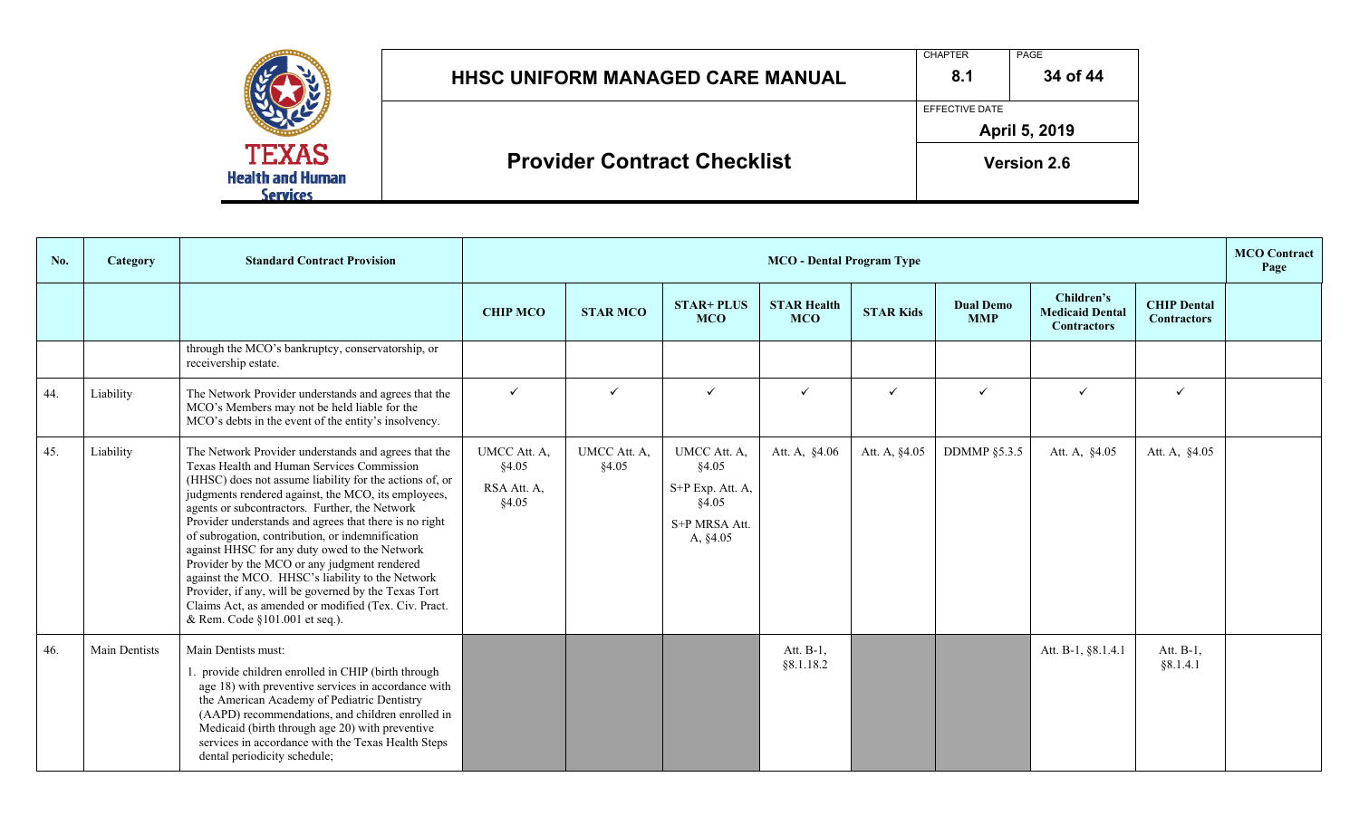| No. | Category | Standard Contract Provision | MCO - Dental Program Type | | | | | | | | MCO Contract Page |
|---|---|---|---|---|---|---|---|---|---|---|---|
| | | | CHIP MCO | STAR MCO | STAR+ PLUS MCO | STAR Health MCO | STAR Kids | Dual Demo MMP | Children's Medicaid Dental Contractors | CHIP Dental Contractors | |
| | | through the MCO's bankruptcy, conservatorship, or receivership estate. | | | | | | | | | |
| 44. | Liability | The Network Provider understands and agrees that the MCO's Members may not be held liable for the MCO's debts in the event of the entity's insolvency. | ✓ | ✓ | ✓ | ✓ | ✓ | ✓ | ✓ | ✓ | |
| 45. | Liability | The Network Provider understands and agrees that the Texas Health and Human Services Commission (HHSC) does not assume liability for the actions of, or judgments rendered against, the MCO, its employees, agents or subcontractors. Further, the Network Provider understands and agrees that there is no right of subrogation, contribution, or indemnification against HHSC for any duty owed to the Network Provider by the MCO or any judgment rendered against the MCO. HHSC's liability to the Network Provider, if any, will be governed by the Texas Tort Claims Act, as amended or modified (Tex. Civ. Pract. & Rem. Code §101.001 et seq.). | UMCC Att. A, §4.05<br>RSA Att. A, §4.05 | UMCC Att. A, §4.05 | UMCC Att. A, §4.05<br>S+P Exp. Att. A, §4.05<br>S+P MRSA Att. A, §4.05 | Att. A, §4.06 | Att. A, §4.05 | DDMMP §5.3.5 | Att. A, §4.05 | Att. A, §4.05 | |
| 46. | Main Dentists | Main Dentists must:<br>1. provide children enrolled in CHIP (birth through age 18) with preventive services in accordance with the American Academy of Pediatric Dentistry (AAPD) recommendations, and children enrolled in Medicaid (birth through age 20) with preventive services in accordance with the Texas Health Steps dental periodicity schedule; | | | | Att. B-1, §8.1.18.2 | | | Att. B-1, §8.1.4.1 | Att. B-1, §8.1.4.1 | |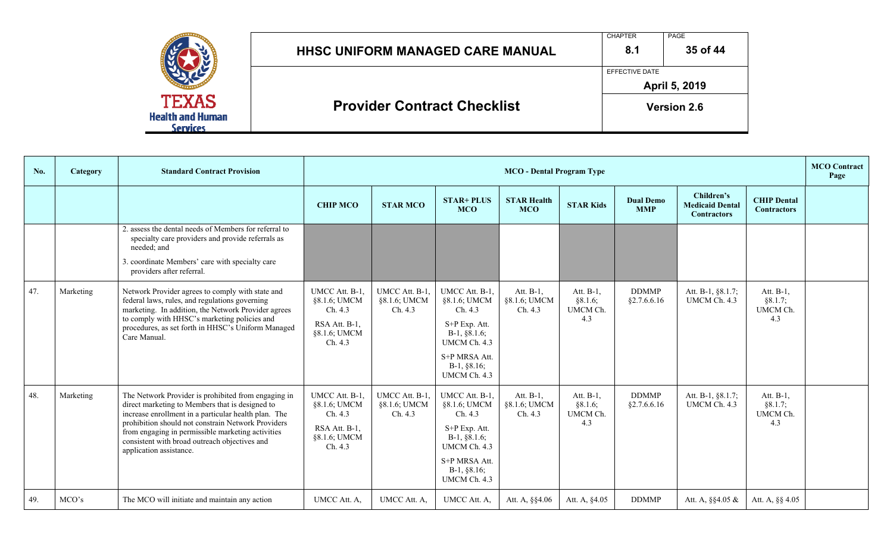# HHSC UNIFORM MANAGED CARE MANUAL

CHAPTER 8.1

EFFECTIVE DATE April 5, 2019

## Provider Contract Checklist

Version 2.6

| No. | Category | Standard Contract Provision | MCO - Dental Program Type | | | | | | | | MCO Contract Page |
|---|---|---|---|---|---|---|---|---|---|---|---|
| | | | CHIP MCO | STAR MCO | STAR+ PLUS MCO | STAR Health MCO | STAR Kids | Dual Demo MMP | Children's Medicaid Dental Contractors | CHIP Dental Contractors | |
| | | 2. assess the dental needs of Members for referral to specialty care providers and provide referrals as needed; and<br>3. coordinate Members' care with specialty care providers after referral. | | | | | | | | | |
| 47. | Marketing | Network Provider agrees to comply with state and federal laws, rules, and regulations governing marketing. In addition, the Network Provider agrees to comply with HHSC's marketing policies and procedures, as set forth in HHSC's Uniform Managed Care Manual. | UMCC Att. B-1, §8.1.6; UMCM Ch. 4.3<br>RSA Att. B-1, §8.1.6; UMCM Ch. 4.3 | UMCC Att. B-1, §8.1.6; UMCM Ch. 4.3 | UMCC Att. B-1, §8.1.6; UMCM Ch. 4.3<br>S+P Exp. Att. B-1, §8.1.6; UMCM Ch. 4.3<br>S+P MRSA Att. B-1, §8.16; UMCM Ch. 4.3 | Att. B-1, §8.1.6; UMCM Ch. 4.3 | Att. B-1, §8.1.6; UMCM Ch. 4.3 | DDMMP §2.7.6.6.16 | Att. B-1, §8.1.7; UMCM Ch. 4.3 | Att. B-1, §8.1.7; UMCM Ch. 4.3 | |
| 48. | Marketing | The Network Provider is prohibited from engaging in direct marketing to Members that is designed to increase enrollment in a particular health plan. The prohibition should not constrain Network Providers from engaging in permissible marketing activities consistent with broad outreach objectives and application assistance. | UMCC Att. B-1, §8.1.6; UMCM Ch. 4.3<br>RSA Att. B-1, §8.1.6; UMCM Ch. 4.3 | UMCC Att. B-1, §8.1.6; UMCM Ch. 4.3 | UMCC Att. B-1, §8.1.6; UMCM Ch. 4.3<br>S+P Exp. Att. B-1, §8.1.6; UMCM Ch. 4.3<br>S+P MRSA Att. B-1, §8.16; UMCM Ch. 4.3 | Att. B-1, §8.1.6; UMCM Ch. 4.3 | Att. B-1, §8.1.6; UMCM Ch. 4.3 | DDMMP §2.7.6.6.16 | Att. B-1, §8.1.7; UMCM Ch. 4.3 | Att. B-1, §8.1.7; UMCM Ch. 4.3 | |
| 49. | MCO's | The MCO will initiate and maintain any action | UMCC Att. A, | UMCC Att. A, | UMCC Att. A, | Att. A, §§4.06 | Att. A, §4.05 | DDMMP | Att. A, §§4.05 & | Att. A, §§ 4.05 | |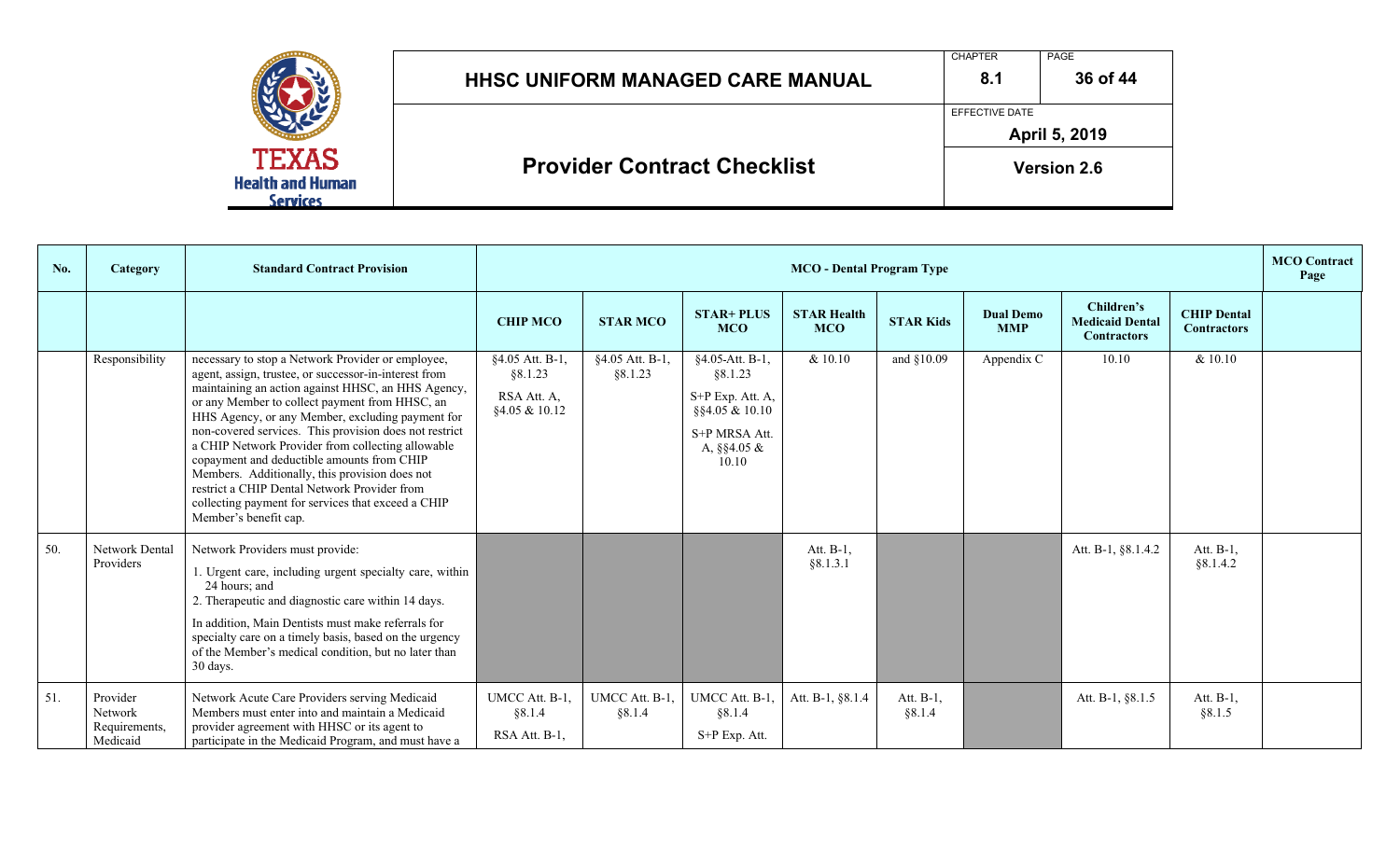| No. | Category | Standard Contract Provision | MCO - Dental Program Type | | | | | | | | MCO Contract Page |
|---|---|---|---|---|---|---|---|---|---|---|---|
| | | | CHIP MCO | STAR MCO | STAR+ PLUS MCO | STAR Health MCO | STAR Kids | Dual Demo MMP | Children's Medicaid Dental Contractors | CHIP Dental Contractors | |
| | Responsibility | necessary to stop a Network Provider or employee, agent, assign, trustee, or successor-in-interest from maintaining an action against HHSC, an HHS Agency, or any Member to collect payment from HHSC, an HHS Agency, or any Member, excluding payment for non-covered services. This provision does not restrict a CHIP Network Provider from collecting allowable copayment and deductible amounts from CHIP Members. Additionally, this provision does not restrict a CHIP Dental Network Provider from collecting payment for services that exceed a CHIP Member's benefit cap. | §4.05 Att. B-1, §8.1.23<br>RSA Att. A, §4.05 & 10.12 | §4.05 Att. B-1, §8.1.23 | §4.05-Att. B-1, §8.1.23<br>S+P Exp. Att. A, §§4.05 & 10.10<br>S+P MRSA Att. A, §§4.05 & 10.10 | & 10.10 | and §10.09 | Appendix C | 10.10 | & 10.10 | |
| 50. | Network Dental Providers | Network Providers must provide:<br>1. Urgent care, including urgent specialty care, within 24 hours; and<br>2. Therapeutic and diagnostic care within 14 days.<br>In addition, Main Dentists must make referrals for specialty care on a timely basis, based on the urgency of the Member's medical condition, but no later than 30 days. | | | | Att. B-1, §8.1.3.1 | | | Att. B-1, §8.1.4.2 | Att. B-1, §8.1.4.2 | |
| 51. | Provider Network Requirements, Medicaid | Network Acute Care Providers serving Medicaid Members must enter into and maintain a Medicaid provider agreement with HHSC or its agent to participate in the Medicaid Program, and must have a | UMCC Att. B-1, §8.1.4<br>RSA Att. B-1, | UMCC Att. B-1, §8.1.4 | UMCC Att. B-1, §8.1.4<br>S+P Exp. Att. | Att. B-1, §8.1.4 | Att. B-1, §8.1.4 | | Att. B-1, §8.1.5 | Att. B-1, §8.1.5 | |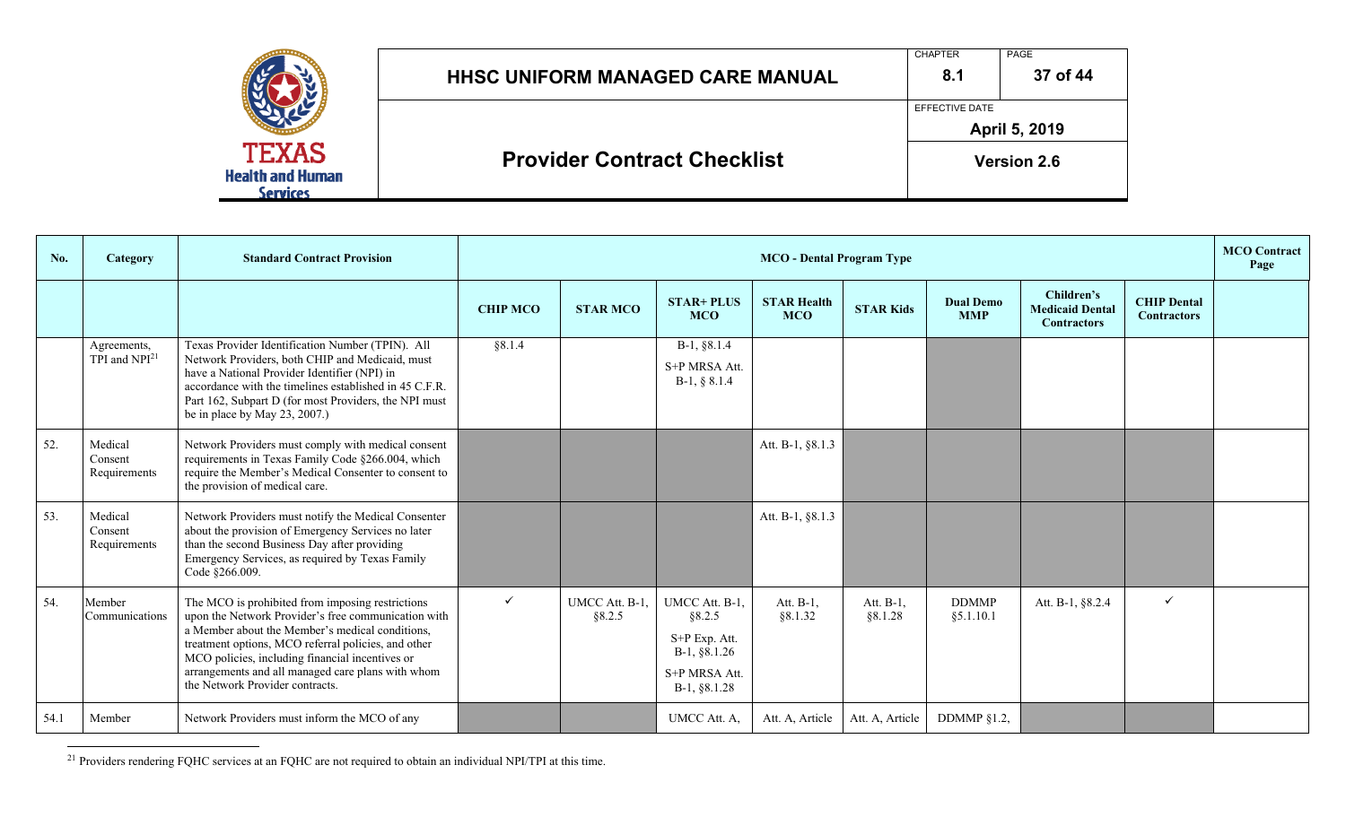| No. | Category | Standard Contract Provision | MCO - Dental Program Type | | | | | | | | MCO Contract Page |
|---|---|---|---|---|---|---|---|---|---|---|---|
| | | | CHIP MCO | STAR MCO | STAR+ PLUS MCO | STAR Health MCO | STAR Kids | Dual Demo MMP | Children's Medicaid Dental Contractors | CHIP Dental Contractors | |
| | Agreements, TPI and NPI[21] | Texas Provider Identification Number (TPIN). All Network Providers, both CHIP and Medicaid, must have a National Provider Identifier (NPI) in accordance with the timelines established in 45 C.F.R. Part 162, Subpart D (for most Providers, the NPI must be in place by May 23, 2007.) | §8.1.4 | | B-1, §8.1.4<br>S+P MRSA Att. B-1, § 8.1.4 | | | | | | |
| 52. | Medical Consent Requirements | Network Providers must comply with medical consent requirements in Texas Family Code §266.004, which require the Member's Medical Consenter to consent to the provision of medical care. | | | | Att. B-1, §8.1.3 | | | | | |
| 53. | Medical Consent Requirements | Network Providers must notify the Medical Consenter about the provision of Emergency Services no later than the second Business Day after providing Emergency Services, as required by Texas Family Code §266.009. | | | | Att. B-1, §8.1.3 | | | | | |
| 54. | Member Communications | The MCO is prohibited from imposing restrictions upon the Network Provider's free communication with a Member about the Member's medical conditions, treatment options, MCO referral policies, and other MCO policies, including financial incentives or arrangements and all managed care plans with whom the Network Provider contracts. | ✓ | UMCC Att. B-1, §8.2.5 | UMCC Att. B-1, §8.2.5<br>S+P Exp. Att. B-1, §8.1.26<br>S+P MRSA Att. B-1, §8.1.28 | Att. B-1, §8.1.32 | Att. B-1, §8.1.28 | DDMMP §5.1.10.1 | Att. B-1, §8.2.4 | ✓ | |
| 54.1 | Member | Network Providers must inform the MCO of any | | | UMCC Att. A, | Att. A, Article | Att. A, Article | DDMMP §1.2, | | | |

[21] Providers rendering FQHC services at an FQHC are not required to obtain an individual NPI/TPI at this time.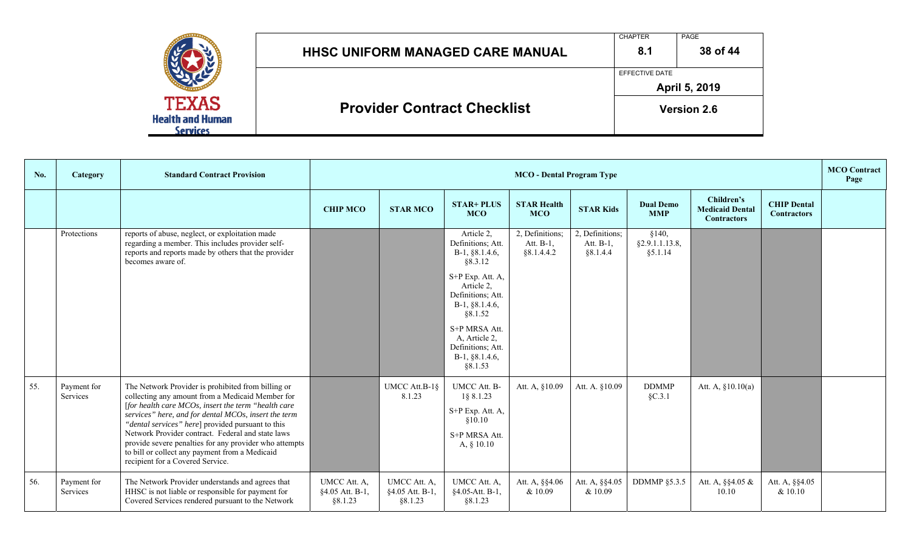| No. | Category | Standard Contract Provision | MCO - Dental Program Type | | | | | | | | MCO Contract Page |
|---|---|---|---|---|---|---|---|---|---|---|---|
| | | | CHIP MCO | STAR MCO | STAR+ PLUS MCO | STAR Health MCO | STAR Kids | Dual Demo MMP | Children's Medicaid Dental Contractors | CHIP Dental Contractors | |
| | Protections | reports of abuse, neglect, or exploitation made regarding a member. This includes provider self-reports and reports made by others that the provider becomes aware of. | | | Article 2, Definitions; Att. B-1, §8.1.4.6, §8.3.12<br><br>S+P Exp. Att. A, Article 2, Definitions; Att. B-1, §8.1.4.6, §8.1.52<br><br>S+P MRSA Att. A, Article 2, Definitions; Att. B-1, §8.1.4.6, §8.1.53 | 2, Definitions; Att. B-1, §8.1.4.4.2 | 2, Definitions; Att. B-1, §8.1.4.4 | §140, §2.9.1.1.13.8, §5.1.14 | | | |
| 55. | Payment for Services | The Network Provider is prohibited from billing or collecting any amount from a Medicaid Member for [*for health care MCOs, insert the term "health care services" here, and for dental MCOs, insert the term "dental services" here*] provided pursuant to this Network Provider contract. Federal and state laws provide severe penalties for any provider who attempts to bill or collect any payment from a Medicaid recipient for a Covered Service. | | UMCC Att.B-1§ 8.1.23 | UMCC Att. B-1§ 8.1.23<br><br>S+P Exp. Att. A, §10.10<br><br>S+P MRSA Att. A, § 10.10 | Att. A, §10.09 | Att. A. §10.09 | DDMMP §C.3.1 | Att. A, §10.10(a) | | |
| 56. | Payment for Services | The Network Provider understands and agrees that HHSC is not liable or responsible for payment for Covered Services rendered pursuant to the Network | UMCC Att. A, §4.05 Att. B-1, §8.1.23 | UMCC Att. A, §4.05 Att. B-1, §8.1.23 | UMCC Att. A, §4.05-Att. B-1, §8.1.23 | Att. A, §§4.06 & 10.09 | Att. A, §§4.05 & 10.09 | DDMMP §5.3.5 | Att. A, §§4.05 & 10.10 | Att. A, §§4.05 & 10.10 | |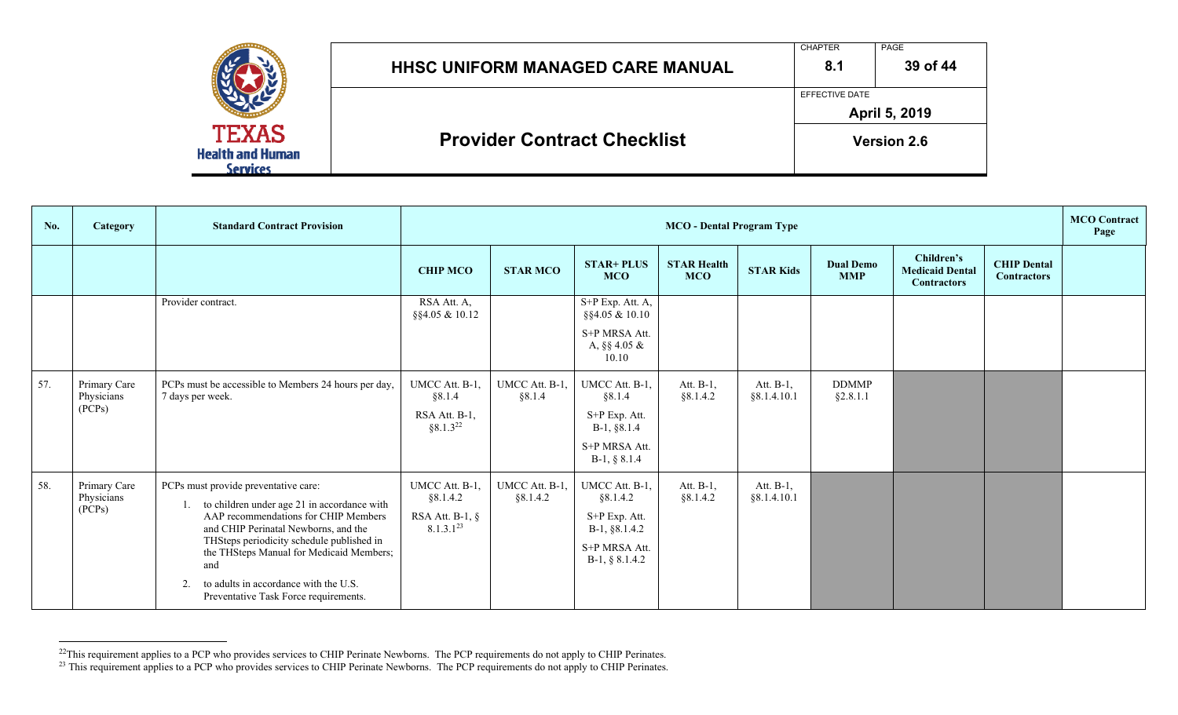| No. | Category | Standard Contract Provision | MCO - Dental Program Type | | | | | | | | MCO Contract Page |
|---|---|---|---|---|---|---|---|---|---|---|---|
| | | | CHIP MCO | STAR MCO | STAR+ PLUS MCO | STAR Health MCO | STAR Kids | Dual Demo MMP | Children's Medicaid Dental Contractors | CHIP Dental Contractors | |
| | | Provider contract. | RSA Att. A, §§4.05 & 10.12 | | S+P Exp. Att. A, §§4.05 & 10.10<br><br>S+P MRSA Att. A, §§ 4.05 & 10.10 | | | | | | |
| 57. | Primary Care Physicians (PCPs) | PCPs must be accessible to Members 24 hours per day, 7 days per week. | UMCC Att. B-1, §8.1.4<br><br>RSA Att. B-1, §8.1.3[22] | UMCC Att. B-1, §8.1.4 | UMCC Att. B-1, §8.1.4<br><br>S+P Exp. Att. B-1, §8.1.4<br><br>S+P MRSA Att. B-1, § 8.1.4 | Att. B-1, §8.1.4.2 | Att. B-1, §8.1.4.10.1 | DDMMP §2.8.1.1 | | | |
| 58. | Primary Care Physicians (PCPs) | PCPs must provide preventative care:<br>1. to children under age 21 in accordance with AAP recommendations for CHIP Members and CHIP Perinatal Newborns, and the THSteps periodicity schedule published in the THSteps Manual for Medicaid Members; and<br>2. to adults in accordance with the U.S. Preventative Task Force requirements. | UMCC Att. B-1, §8.1.4.2<br><br>RSA Att. B-1, § 8.1.3.1[23] | UMCC Att. B-1, §8.1.4.2 | UMCC Att. B-1, §8.1.4.2<br><br>S+P Exp. Att. B-1, §8.1.4.2<br><br>S+P MRSA Att. B-1, § 8.1.4.2 | Att. B-1, §8.1.4.2 | Att. B-1, §8.1.4.10.1 | | | | |

[22] This requirement applies to a PCP who provides services to CHIP Perinate Newborns. The PCP requirements do not apply to CHIP Perinates.

[23] This requirement applies to a PCP who provides services to CHIP Perinate Newborns. The PCP requirements do not apply to CHIP Perinates.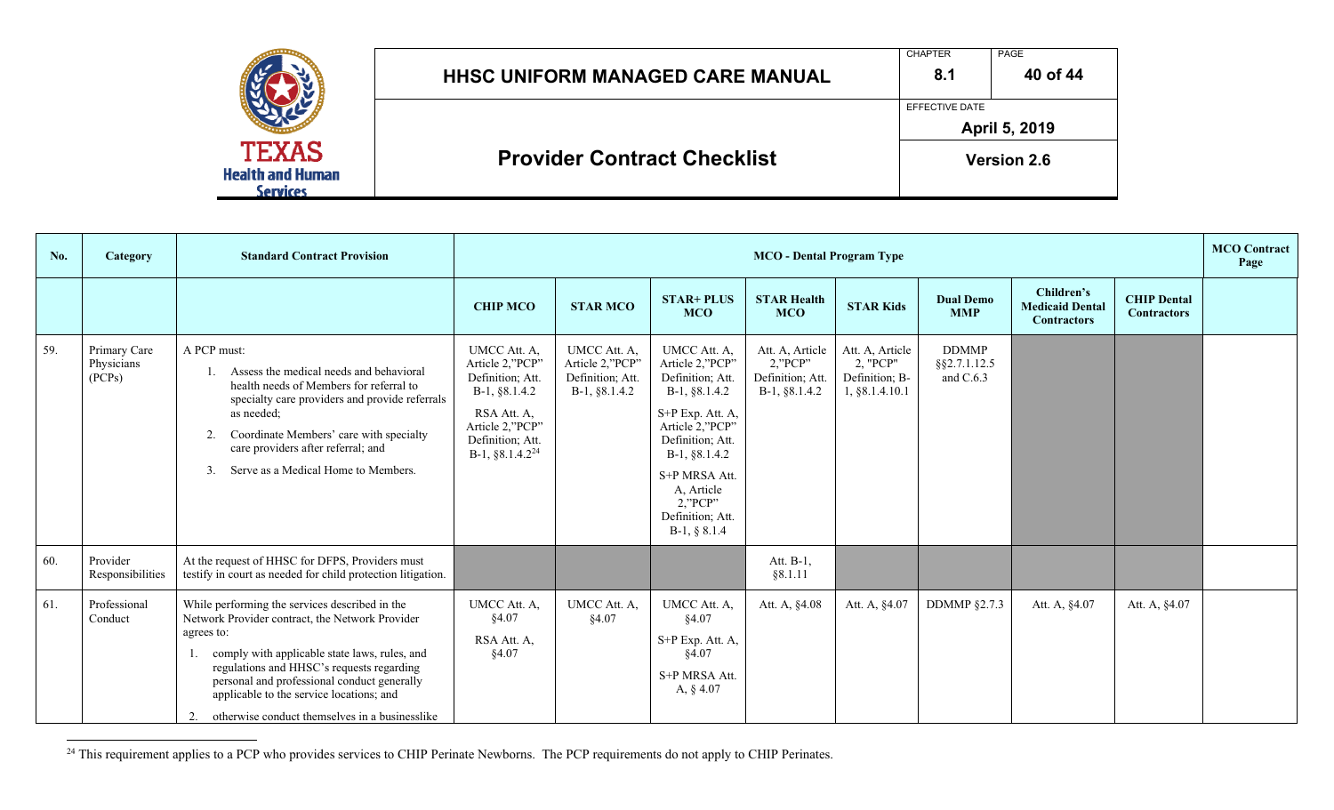| No. | Category | Standard Contract Provision | MCO - Dental Program Type | | | | | | | | MCO Contract Page |
|---|---|---|---|---|---|---|---|---|---|---|---|
| | | | CHIP MCO | STAR MCO | STAR+ PLUS MCO | STAR Health MCO | STAR Kids | Dual Demo MMP | Children's Medicaid Dental Contractors | CHIP Dental Contractors | |
| 59. | Primary Care Physicians (PCPs) | A PCP must:<br>1. Assess the medical needs and behavioral health needs of Members for referral to specialty care providers and provide referrals as needed;<br>2. Coordinate Members' care with specialty care providers after referral; and<br>3. Serve as a Medical Home to Members. | UMCC Att. A, Article 2,"PCP" Definition; Att. B-1, §8.1.4.2<br>RSA Att. A, Article 2,"PCP" Definition; Att. B-1, §8.1.4.2[24] | UMCC Att. A, Article 2,"PCP" Definition; Att. B-1, §8.1.4.2 | UMCC Att. A, Article 2,"PCP" Definition; Att. B-1, §8.1.4.2<br>S+P Exp. Att. A, Article 2,"PCP" Definition; Att. B-1, §8.1.4.2<br>S+P MRSA Att. A, Article 2,"PCP" Definition; Att. B-1, § 8.1.4 | Att. A, Article 2,"PCP" Definition; Att. B-1, §8.1.4.2 | Att. A, Article 2, "PCP" Definition; B-1, §8.1.4.10.1 | DDMMP §§2.7.1.12.5 and C.6.3 | | | |
| 60. | Provider Responsibilities | At the request of HHSC for DFPS, Providers must testify in court as needed for child protection litigation. | | | | Att. B-1, §8.1.11 | | | | | |
| 61. | Professional Conduct | While performing the services described in the Network Provider contract, the Network Provider agrees to:<br>1. comply with applicable state laws, rules, and regulations and HHSC's requests regarding personal and professional conduct generally applicable to the service locations; and<br>2. otherwise conduct themselves in a businesslike | UMCC Att. A, §4.07<br>RSA Att. A, §4.07 | UMCC Att. A, §4.07 | UMCC Att. A, §4.07<br>S+P Exp. Att. A, §4.07<br>S+P MRSA Att. A, § 4.07 | Att. A, §4.08 | Att. A, §4.07 | DDMMP §2.7.3 | Att. A, §4.07 | Att. A, §4.07 | |

[24] This requirement applies to a PCP who provides services to CHIP Perinate Newborns. The PCP requirements do not apply to CHIP Perinates.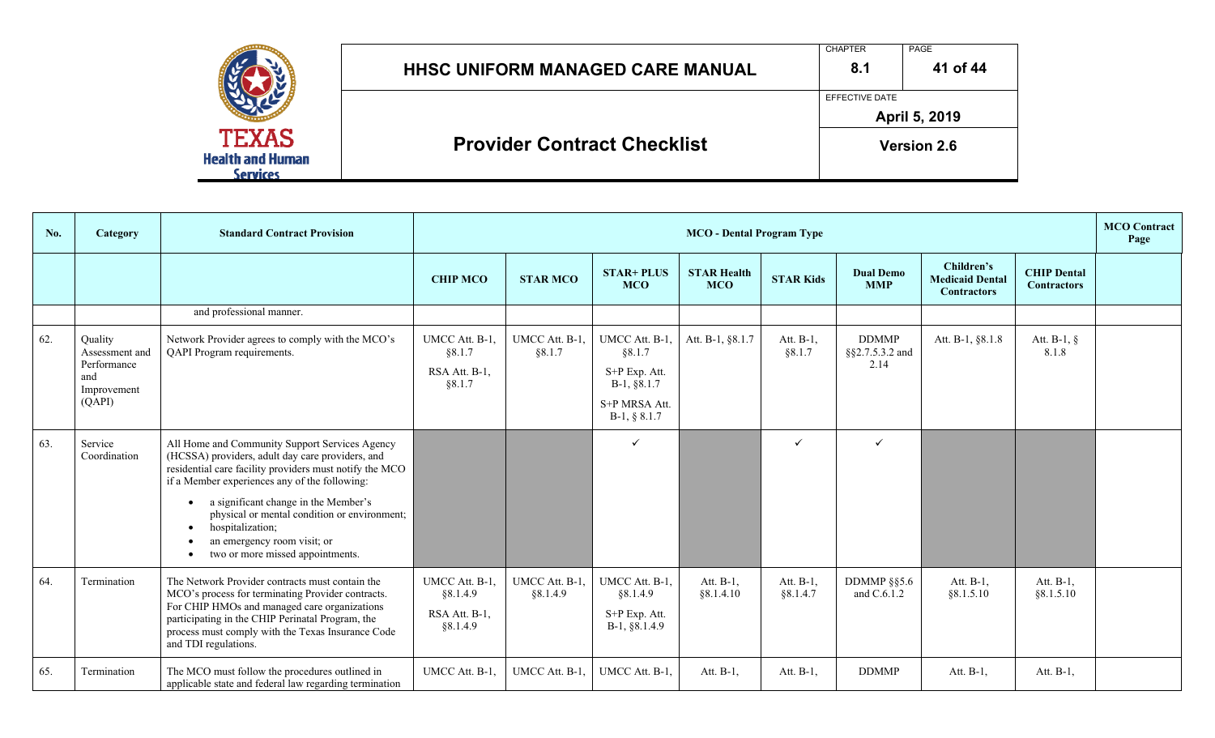| No. | Category | Standard Contract Provision | MCO - Dental Program Type | | | | | | | | MCO Contract Page |
|---|---|---|---|---|---|---|---|---|---|---|---|
| | | | CHIP MCO | STAR MCO | STAR+ PLUS MCO | STAR Health MCO | STAR Kids | Dual Demo MMP | Children's Medicaid Dental Contractors | CHIP Dental Contractors | |
| | | and professional manner. | | | | | | | | | |
| 62. | Quality Assessment and Performance and Improvement (QAPI) | Network Provider agrees to comply with the MCO's QAPI Program requirements. | UMCC Att. B-1, §8.1.7<br>RSA Att. B-1, §8.1.7 | UMCC Att. B-1, §8.1.7 | UMCC Att. B-1, §8.1.7<br>S+P Exp. Att. B-1, §8.1.7<br>S+P MRSA Att. B-1, § 8.1.7 | Att. B-1, §8.1.7 | Att. B-1, §8.1.7 | DDMMP §§2.7.5.3.2 and 2.14 | Att. B-1, §8.1.8 | Att. B-1, § 8.1.8 | |
| 63. | Service Coordination | All Home and Community Support Services Agency (HCSSA) providers, adult day care providers, and residential care facility providers must notify the MCO if a Member experiences any of the following:<br>• a significant change in the Member's physical or mental condition or environment;<br>• hospitalization;<br>• an emergency room visit; or<br>• two or more missed appointments. | | | ✓ | | ✓ | ✓ | | | |
| 64. | Termination | The Network Provider contracts must contain the MCO's process for terminating Provider contracts. For CHIP HMOs and managed care organizations participating in the CHIP Perinatal Program, the process must comply with the Texas Insurance Code and TDI regulations. | UMCC Att. B-1, §8.1.4.9<br>RSA Att. B-1, §8.1.4.9 | UMCC Att. B-1, §8.1.4.9 | UMCC Att. B-1, §8.1.4.9<br>S+P Exp. Att. B-1, §8.1.4.9 | Att. B-1, §8.1.4.10 | Att. B-1, §8.1.4.7 | DDMMP §§5.6 and C.6.1.2 | Att. B-1, §8.1.5.10 | Att. B-1, §8.1.5.10 | |
| 65. | Termination | The MCO must follow the procedures outlined in applicable state and federal law regarding termination | UMCC Att. B-1, | UMCC Att. B-1, | UMCC Att. B-1, | Att. B-1, | Att. B-1, | DDMMP | Att. B-1, | Att. B-1, | |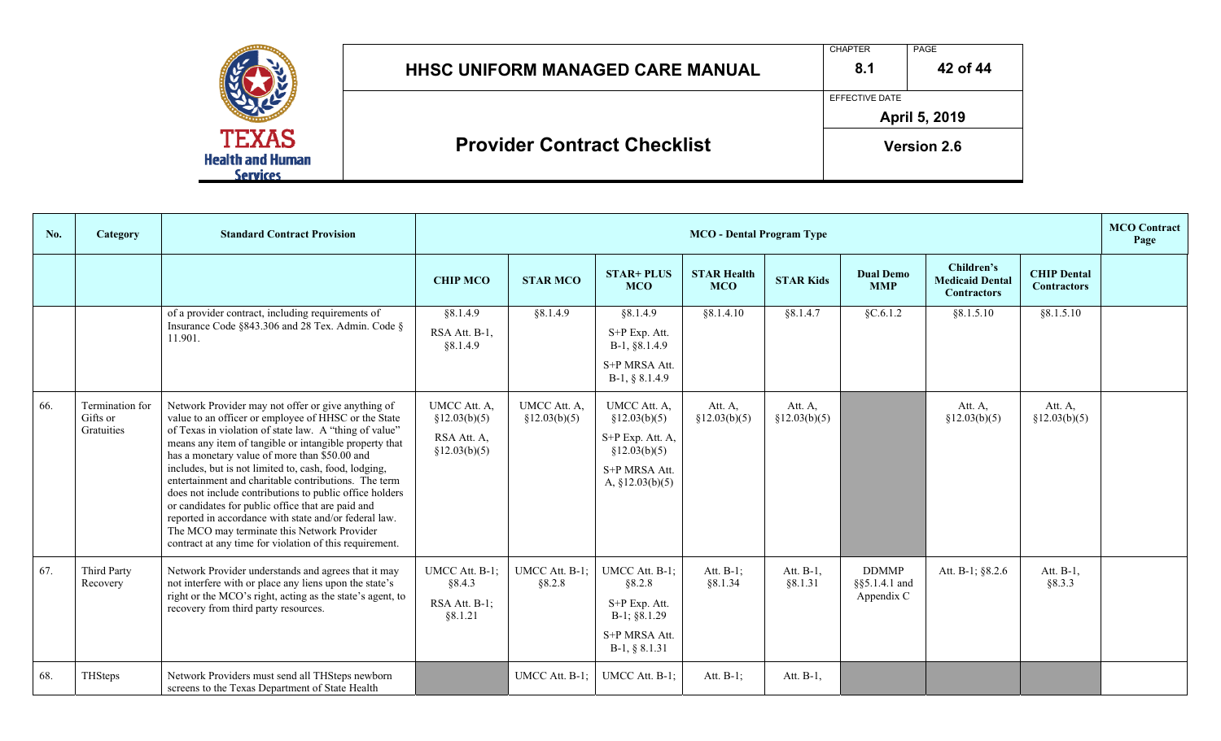| No. | Category | Standard Contract Provision | MCO - Dental Program Type | | | | | | | | MCO Contract Page |
|---|---|---|---|---|---|---|---|---|---|---|---|
| | | | CHIP MCO | STAR MCO | STAR+ PLUS MCO | STAR Health MCO | STAR Kids | Dual Demo MMP | Children's Medicaid Dental Contractors | CHIP Dental Contractors | |
| | | of a provider contract, including requirements of Insurance Code §843.306 and 28 Tex. Admin. Code § 11.901. | §8.1.4.9 RSA Att. B-1, §8.1.4.9 | §8.1.4.9 | §8.1.4.9 S+P Exp. Att. B-1, §8.1.4.9 S+P MRSA Att. B-1, § 8.1.4.9 | §8.1.4.10 | §8.1.4.7 | §C.6.1.2 | §8.1.5.10 | §8.1.5.10 | |
| 66. | Termination for Gifts or Gratuities | Network Provider may not offer or give anything of value to an officer or employee of HHSC or the State of Texas in violation of state law. A "thing of value" means any item of tangible or intangible property that has a monetary value of more than $50.00 and includes, but is not limited to, cash, food, lodging, entertainment and charitable contributions. The term does not include contributions to public office holders or candidates for public office that are paid and reported in accordance with state and/or federal law. The MCO may terminate this Network Provider contract at any time for violation of this requirement. | UMCC Att. A, §12.03(b)(5) RSA Att. A, §12.03(b)(5) | UMCC Att. A, §12.03(b)(5) | UMCC Att. A, §12.03(b)(5) S+P Exp. Att. A, §12.03(b)(5) S+P MRSA Att. A, §12.03(b)(5) | Att. A, §12.03(b)(5) | Att. A, §12.03(b)(5) | | Att. A, §12.03(b)(5) | Att. A, §12.03(b)(5) | |
| 67. | Third Party Recovery | Network Provider understands and agrees that it may not interfere with or place any liens upon the state's right or the MCO's right, acting as the state's agent, to recovery from third party resources. | UMCC Att. B-1; §8.4.3 RSA Att. B-1; §8.1.21 | UMCC Att. B-1; §8.2.8 | UMCC Att. B-1; §8.2.8 S+P Exp. Att. B-1; §8.1.29 S+P MRSA Att. B-1, § 8.1.31 | Att. B-1; §8.1.34 | Att. B-1, §8.1.31 | DDMMP §§5.1.4.1 and Appendix C | Att. B-1; §8.2.6 | Att. B-1, §8.3.3 | |
| 68. | THSteps | Network Providers must send all THSteps newborn screens to the Texas Department of State Health | | UMCC Att. B-1; | UMCC Att. B-1; | Att. B-1; | Att. B-1, | | | | |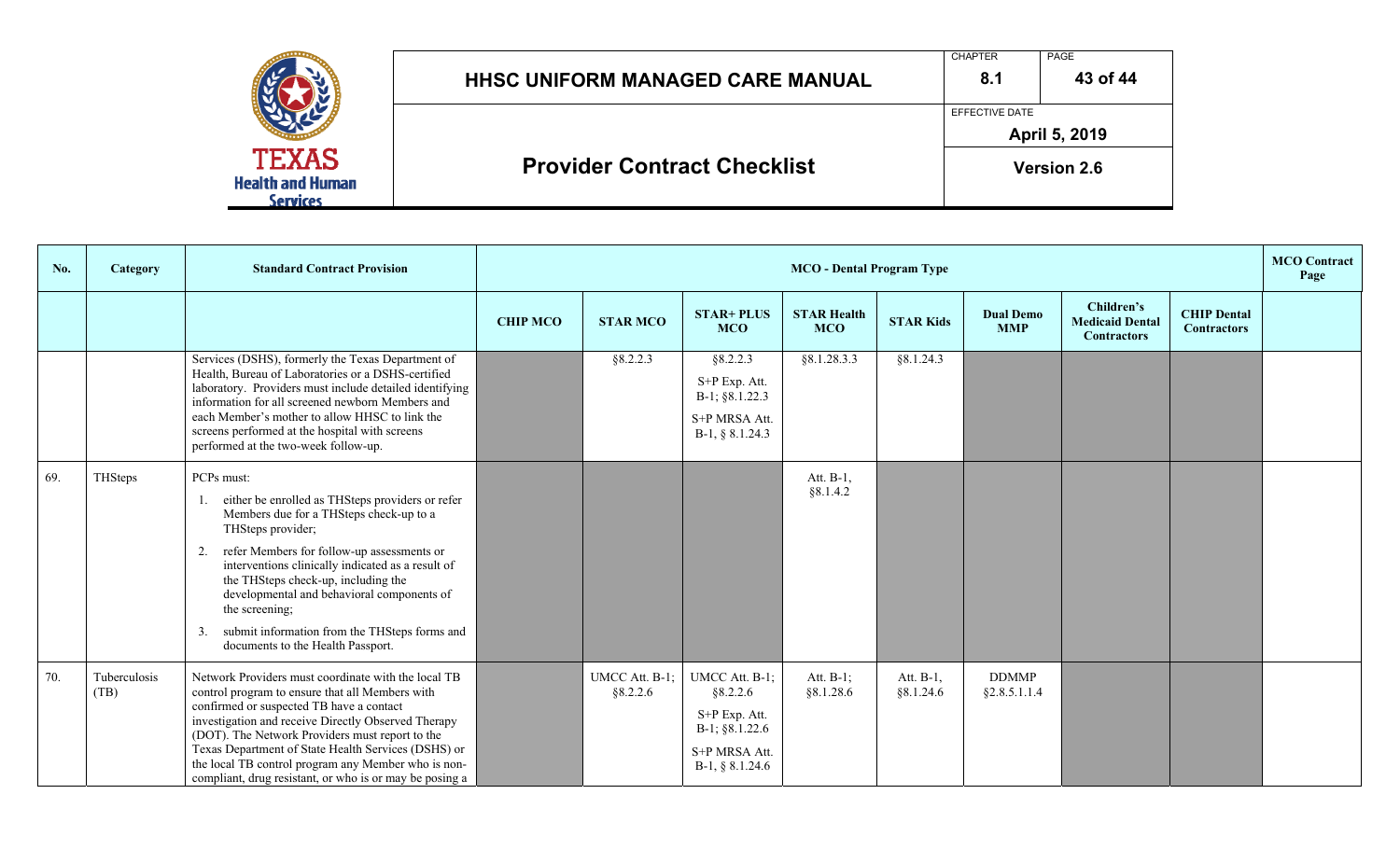| No. | Category | Standard Contract Provision | MCO - Dental Program Type | | | | | | | | MCO Contract Page |
|---|---|---|---|---|---|---|---|---|---|---|---|
| | | | CHIP MCO | STAR MCO | STAR+ PLUS MCO | STAR Health MCO | STAR Kids | Dual Demo MMP | Children's Medicaid Dental Contractors | CHIP Dental Contractors | |
| | | Services (DSHS), formerly the Texas Department of Health, Bureau of Laboratories or a DSHS-certified laboratory. Providers must include detailed identifying information for all screened newborn Members and each Member's mother to allow HHSC to link the screens performed at the hospital with screens performed at the two-week follow-up. | | §8.2.2.3 | §8.2.2.3<br>S+P Exp. Att. B-1; §8.1.22.3<br>S+P MRSA Att. B-1, § 8.1.24.3 | §8.1.28.3.3 | §8.1.24.3 | | | | |
| 69. | THSteps | PCPs must:<br>1. either be enrolled as THSteps providers or refer Members due for a THSteps check-up to a THSteps provider;<br>2. refer Members for follow-up assessments or interventions clinically indicated as a result of the THSteps check-up, including the developmental and behavioral components of the screening;<br>3. submit information from the THSteps forms and documents to the Health Passport. | | | | Att. B-1, §8.1.4.2 | | | | | |
| 70. | Tuberculosis (TB) | Network Providers must coordinate with the local TB control program to ensure that all Members with confirmed or suspected TB have a contact investigation and receive Directly Observed Therapy (DOT). The Network Providers must report to the Texas Department of State Health Services (DSHS) or the local TB control program any Member who is non-compliant, drug resistant, or who is or may be posing a | | UMCC Att. B-1; §8.2.2.6 | UMCC Att. B-1; §8.2.2.6<br>S+P Exp. Att. B-1; §8.1.22.6<br>S+P MRSA Att. B-1, § 8.1.24.6 | Att. B-1; §8.1.28.6 | Att. B-1, §8.1.24.6 | DDMMP §2.8.5.1.1.4 | | | |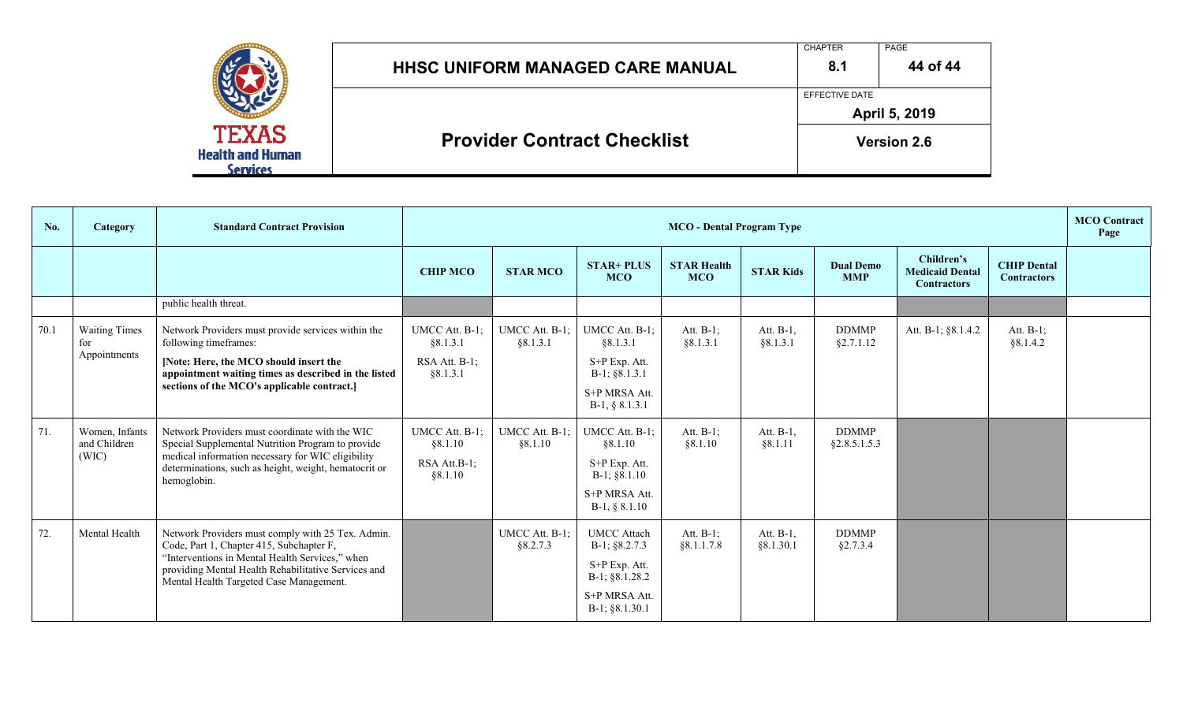| No. | Category | Standard Contract Provision | MCO - Dental Program Type | | | | | | | | MCO Contract Page |
|---|---|---|---|---|---|---|---|---|---|---|---|
| | | | CHIP MCO | STAR MCO | STAR+ PLUS MCO | STAR Health MCO | STAR Kids | Dual Demo MMP | Children's Medicaid Dental Contractors | CHIP Dental Contractors | |
| | | public health threat. | | | | | | | | | |
| 70.1 | Waiting Times for Appointments | Network Providers must provide services within the following timeframes: **[Note: Here, the MCO should insert the appointment waiting times as described in the listed sections of the MCO's applicable contract.]** | UMCC Att. B-1; §8.1.3.1 RSA Att. B-1; §8.1.3.1 | UMCC Att. B-1; §8.1.3.1 | UMCC Att. B-1; §8.1.3.1 S+P Exp. Att. B-1; §8.1.3.1 S+P MRSA Att. B-1, § 8.1.3.1 | Att. B-1; §8.1.3.1 | Att. B-1, §8.1.3.1 | DDMMP §2.7.1.12 | Att. B-1; §8.1.4.2 | Att. B-1; §8.1.4.2 | |
| 71. | Women, Infants and Children (WIC) | Network Providers must coordinate with the WIC Special Supplemental Nutrition Program to provide medical information necessary for WIC eligibility determinations, such as height, weight, hematocrit or hemoglobin. | UMCC Att. B-1; §8.1.10 RSA Att.B-1; §8.1.10 | UMCC Att. B-1; §8.1.10 | UMCC Att. B-1; §8.1.10 S+P Exp. Att. B-1; §8.1.10 S+P MRSA Att. B-1, § 8.1.10 | Att. B-1; §8.1.10 | Att. B-1, §8.1.11 | DDMMP §2.8.5.1.5.3 | | | |
| 72. | Mental Health | Network Providers must comply with 25 Tex. Admin. Code, Part 1, Chapter 415, Subchapter F, "Interventions in Mental Health Services," when providing Mental Health Rehabilitative Services and Mental Health Targeted Case Management. | | UMCC Att. B-1; §8.2.7.3 | UMCC Attach B-1; §8.2.7.3 S+P Exp. Att. B-1; §8.1.28.2 S+P MRSA Att. B-1; §8.1.30.1 | Att. B-1; §8.1.1.7.8 | Att. B-1, §8.1.30.1 | DDMMP §2.7.3.4 | | | |